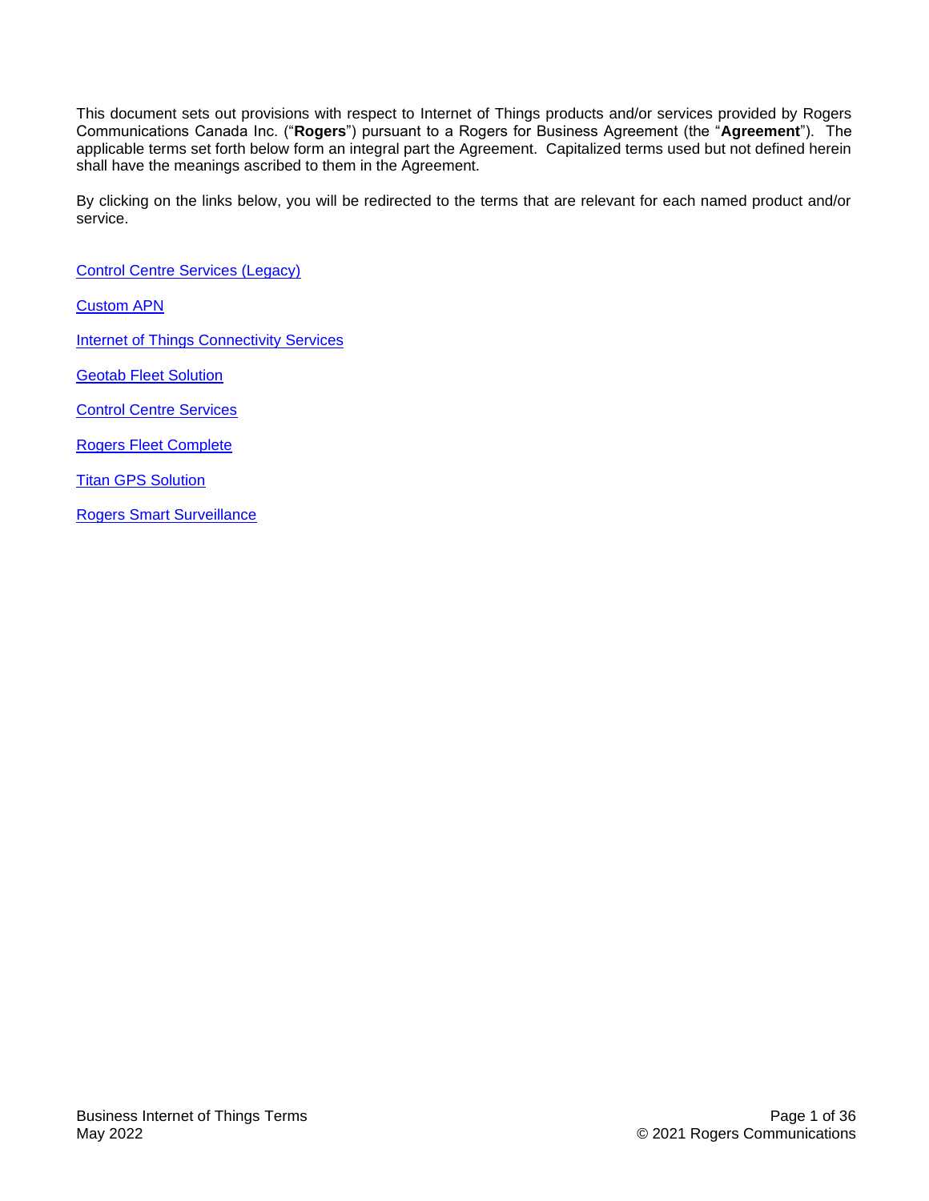This document sets out provisions with respect to Internet of Things products and/or services provided by Rogers Communications Canada Inc. ("**Rogers**") pursuant to a Rogers for Business Agreement (the "**Agreement**"). The applicable terms set forth below form an integral part the Agreement. Capitalized terms used but not defined herein shall have the meanings ascribed to them in the Agreement.

By clicking on the links below, you will be redirected to the terms that are relevant for each named product and/or service.

Control Centre Services (Legacy)

Custom APN

Internet of Things Connectivity Services

Geotab Fleet Solution

Control Centre Services

Rogers Fleet Complete

Titan GPS Solution

Rogers Smart Surveillance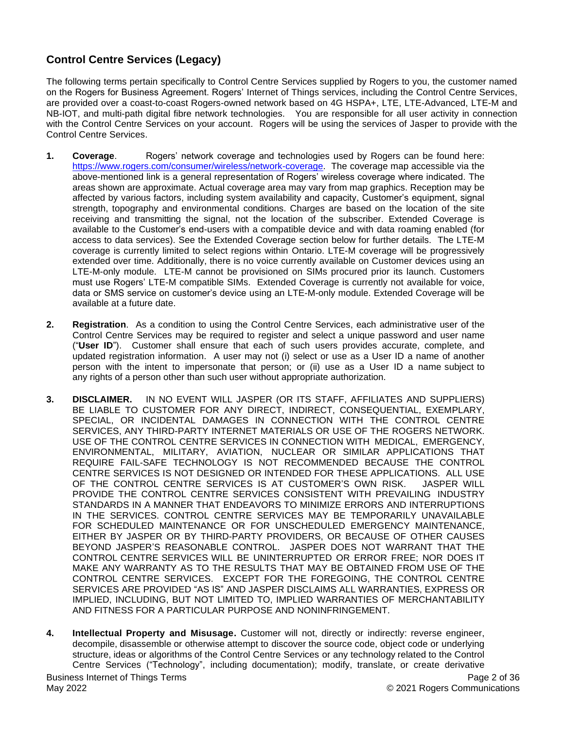## Control Centre Services (Legacy)

The following terms pertain specifically to Control Centre Services supplied by Rogers to you, the customer named on the Rogers for Business Agreement. Rogers' Internet of Things services, including the Control Centre Services, are provided over a coast-to-coast Rogers-owned network based on 4G HSPA+, LTE, LTE-Advanced, LTE-M and NB-IOT, and multi-path digital fibre network technologies. You are responsible for all user activity in connection with the Control Centre Services on your account. Rogers will be using the services of Jasper to provide with the Control Centre Services.

1. **Coverage**. Rogers' network coverage and technologies used by Rogers can be found here: https://www.rogers.com/consumer/wireless/network-coverage. The coverage map accessible via the above-mentioned link is a general representation of Rogers' wireless coverage where indicated. The areas shown are approximate. Actual coverage area may vary from map graphics. Reception may be affected by various factors, including system availability and capacity, Customer's equipment, signal strength, topography and environmental conditions. Charges are based on the location of the site receiving and transmitting the signal, not the location of the subscriber. Extended Coverage is available to the Customer's end-users with a compatible device and with data roaming enabled (for access to data services). See the Extended Coverage section below for further details. The LTE-M coverage is currently limited to select regions within Ontario. LTE-M coverage will be progressively extended over time. Additionally, there is no voice currently available on Customer devices using an LTE-M-only module. LTE-M cannot be provisioned on SIMs procured prior its launch. Customers must use Rogers' LTE-M compatible SIMs. Extended Coverage is currently not available for voice, data or SMS service on customer's device using an LTE-M-only module. Extended Coverage will be available at a future date.

2. **Registration**. As a condition to using the Control Centre Services, each administrative user of the Control Centre Services may be required to register and select a unique password and user name ("**User ID**"). Customer shall ensure that each of such users provides accurate, complete, and updated registration information. A user may not (i) select or use as a User ID a name of another person with the intent to impersonate that person; or (ii) use as a User ID a name subject to any rights of a person other than such user without appropriate authorization.

3. **DISCLAIMER.** IN NO EVENT WILL JASPER (OR ITS STAFF, AFFILIATES AND SUPPLIERS) BE LIABLE TO CUSTOMER FOR ANY DIRECT, INDIRECT, CONSEQUENTIAL, EXEMPLARY, SPECIAL, OR INCIDENTAL DAMAGES IN CONNECTION WITH THE CONTROL CENTRE SERVICES, ANY THIRD-PARTY INTERNET MATERIALS OR USE OF THE ROGERS NETWORK. USE OF THE CONTROL CENTRE SERVICES IN CONNECTION WITH MEDICAL, EMERGENCY, ENVIRONMENTAL, MILITARY, AVIATION, NUCLEAR OR SIMILAR APPLICATIONS THAT REQUIRE FAIL-SAFE TECHNOLOGY IS NOT RECOMMENDED BECAUSE THE CONTROL CENTRE SERVICES IS NOT DESIGNED OR INTENDED FOR THESE APPLICATIONS. ALL USE OF THE CONTROL CENTRE SERVICES IS AT CUSTOMER'S OWN RISK. JASPER WILL PROVIDE THE CONTROL CENTRE SERVICES CONSISTENT WITH PREVAILING INDUSTRY STANDARDS IN A MANNER THAT ENDEAVORS TO MINIMIZE ERRORS AND INTERRUPTIONS IN THE SERVICES. CONTROL CENTRE SERVICES MAY BE TEMPORARILY UNAVAILABLE FOR SCHEDULED MAINTENANCE OR FOR UNSCHEDULED EMERGENCY MAINTENANCE, EITHER BY JASPER OR BY THIRD-PARTY PROVIDERS, OR BECAUSE OF OTHER CAUSES BEYOND JASPER'S REASONABLE CONTROL. JASPER DOES NOT WARRANT THAT THE CONTROL CENTRE SERVICES WILL BE UNINTERRUPTED OR ERROR FREE; NOR DOES IT MAKE ANY WARRANTY AS TO THE RESULTS THAT MAY BE OBTAINED FROM USE OF THE CONTROL CENTRE SERVICES. EXCEPT FOR THE FOREGOING, THE CONTROL CENTRE SERVICES ARE PROVIDED "AS IS" AND JASPER DISCLAIMS ALL WARRANTIES, EXPRESS OR IMPLIED, INCLUDING, BUT NOT LIMITED TO, IMPLIED WARRANTIES OF MERCHANTABILITY AND FITNESS FOR A PARTICULAR PURPOSE AND NONINFRINGEMENT.

4. **Intellectual Property and Misusage.** Customer will not, directly or indirectly: reverse engineer, decompile, disassemble or otherwise attempt to discover the source code, object code or underlying structure, ideas or algorithms of the Control Centre Services or any technology related to the Control Centre Services ("Technology", including documentation); modify, translate, or create derivative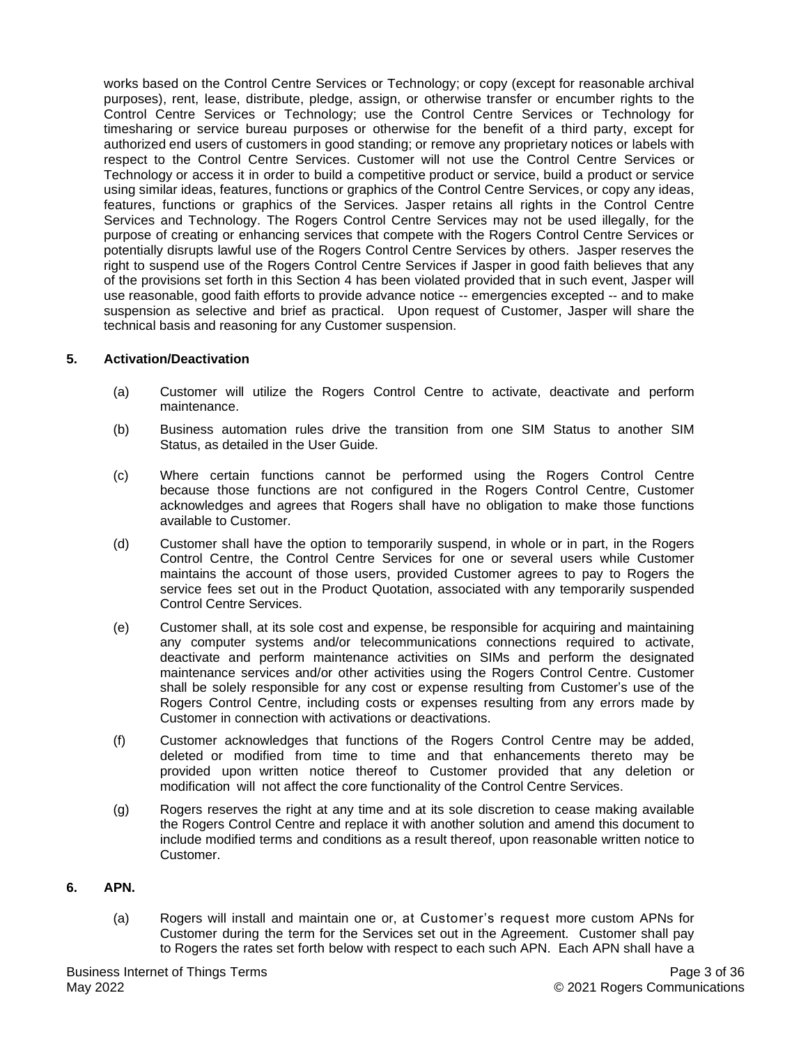works based on the Control Centre Services or Technology; or copy (except for reasonable archival purposes), rent, lease, distribute, pledge, assign, or otherwise transfer or encumber rights to the Control Centre Services or Technology; use the Control Centre Services or Technology for timesharing or service bureau purposes or otherwise for the benefit of a third party, except for authorized end users of customers in good standing; or remove any proprietary notices or labels with respect to the Control Centre Services. Customer will not use the Control Centre Services or Technology or access it in order to build a competitive product or service, build a product or service using similar ideas, features, functions or graphics of the Control Centre Services, or copy any ideas, features, functions or graphics of the Services. Jasper retains all rights in the Control Centre Services and Technology. The Rogers Control Centre Services may not be used illegally, for the purpose of creating or enhancing services that compete with the Rogers Control Centre Services or potentially disrupts lawful use of the Rogers Control Centre Services by others. Jasper reserves the right to suspend use of the Rogers Control Centre Services if Jasper in good faith believes that any of the provisions set forth in this Section 4 has been violated provided that in such event, Jasper will use reasonable, good faith efforts to provide advance notice -- emergencies excepted -- and to make suspension as selective and brief as practical. Upon request of Customer, Jasper will share the technical basis and reasoning for any Customer suspension.

**5. Activation/Deactivation**

(a) Customer will utilize the Rogers Control Centre to activate, deactivate and perform maintenance.

(b) Business automation rules drive the transition from one SIM Status to another SIM Status, as detailed in the User Guide.

(c) Where certain functions cannot be performed using the Rogers Control Centre because those functions are not configured in the Rogers Control Centre, Customer acknowledges and agrees that Rogers shall have no obligation to make those functions available to Customer.

(d) Customer shall have the option to temporarily suspend, in whole or in part, in the Rogers Control Centre, the Control Centre Services for one or several users while Customer maintains the account of those users, provided Customer agrees to pay to Rogers the service fees set out in the Product Quotation, associated with any temporarily suspended Control Centre Services.

(e) Customer shall, at its sole cost and expense, be responsible for acquiring and maintaining any computer systems and/or telecommunications connections required to activate, deactivate and perform maintenance activities on SIMs and perform the designated maintenance services and/or other activities using the Rogers Control Centre. Customer shall be solely responsible for any cost or expense resulting from Customer's use of the Rogers Control Centre, including costs or expenses resulting from any errors made by Customer in connection with activations or deactivations.

(f) Customer acknowledges that functions of the Rogers Control Centre may be added, deleted or modified from time to time and that enhancements thereto may be provided upon written notice thereof to Customer provided that any deletion or modification will not affect the core functionality of the Control Centre Services.

(g) Rogers reserves the right at any time and at its sole discretion to cease making available the Rogers Control Centre and replace it with another solution and amend this document to include modified terms and conditions as a result thereof, upon reasonable written notice to Customer.

**6. APN.**

(a) Rogers will install and maintain one or, at Customer's request more custom APNs for Customer during the term for the Services set out in the Agreement. Customer shall pay to Rogers the rates set forth below with respect to each such APN. Each APN shall have a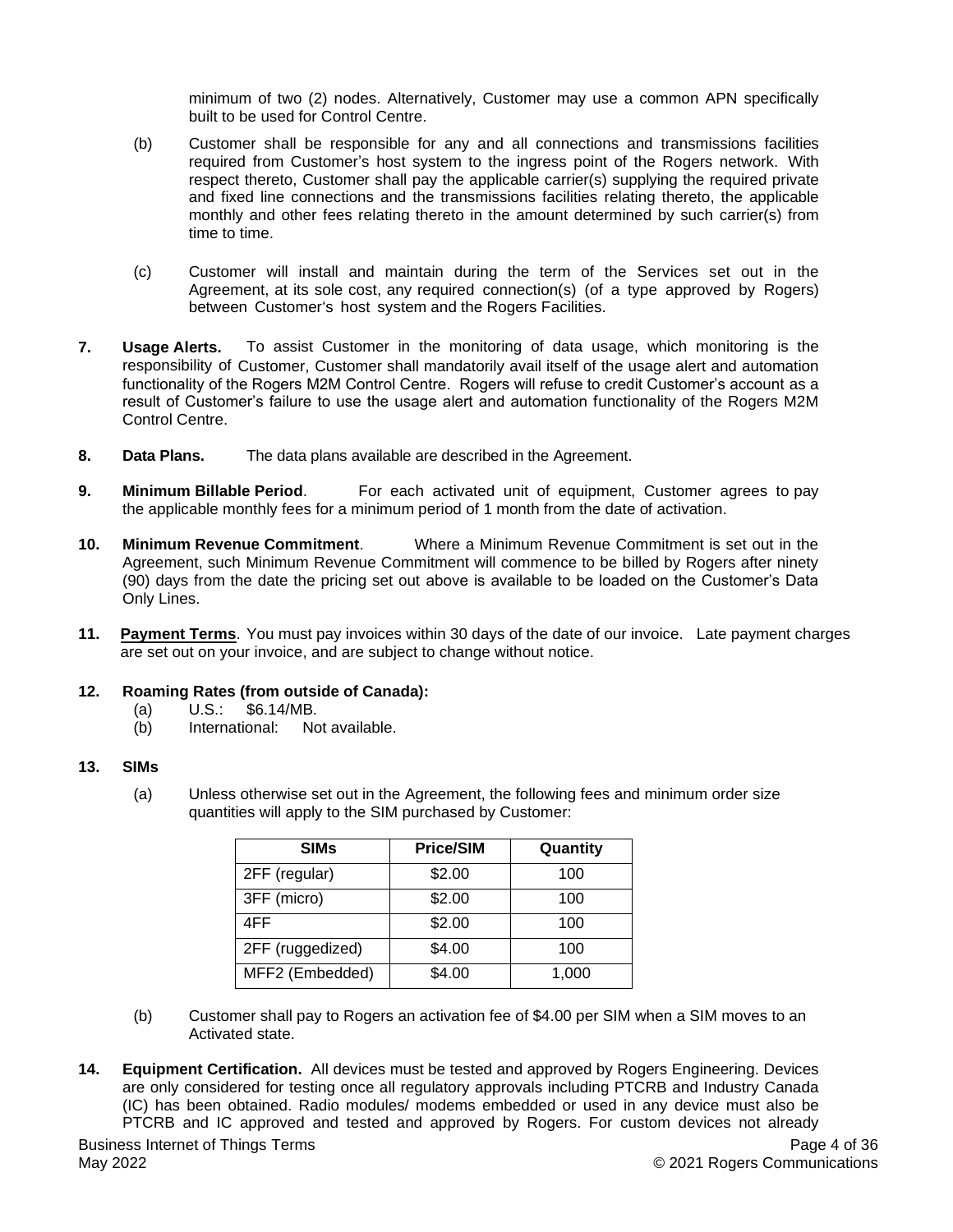minimum of two (2) nodes. Alternatively, Customer may use a common APN specifically built to be used for Control Centre.

(b) Customer shall be responsible for any and all connections and transmissions facilities required from Customer's host system to the ingress point of the Rogers network. With respect thereto, Customer shall pay the applicable carrier(s) supplying the required private and fixed line connections and the transmissions facilities relating thereto, the applicable monthly and other fees relating thereto in the amount determined by such carrier(s) from time to time.

(c) Customer will install and maintain during the term of the Services set out in the Agreement, at its sole cost, any required connection(s) (of a type approved by Rogers) between Customer's host system and the Rogers Facilities.

**7. Usage Alerts.** To assist Customer in the monitoring of data usage, which monitoring is the responsibility of Customer, Customer shall mandatorily avail itself of the usage alert and automation functionality of the Rogers M2M Control Centre. Rogers will refuse to credit Customer's account as a result of Customer's failure to use the usage alert and automation functionality of the Rogers M2M Control Centre.

**8. Data Plans.** The data plans available are described in the Agreement.

**9. Minimum Billable Period**. For each activated unit of equipment, Customer agrees to pay the applicable monthly fees for a minimum period of 1 month from the date of activation.

**10. Minimum Revenue Commitment**. Where a Minimum Revenue Commitment is set out in the Agreement, such Minimum Revenue Commitment will commence to be billed by Rogers after ninety (90) days from the date the pricing set out above is available to be loaded on the Customer's Data Only Lines.

**11. Payment Terms**. You must pay invoices within 30 days of the date of our invoice. Late payment charges are set out on your invoice, and are subject to change without notice.

**12. Roaming Rates (from outside of Canada):**

(a) U.S.: $6.14/MB.
(b) International: Not available.

**13. SIMs**

(a) Unless otherwise set out in the Agreement, the following fees and minimum order size quantities will apply to the SIM purchased by Customer:

| SIMs | Price/SIM | Quantity |
|---|---|---|
| 2FF (regular) | $2.00 | 100 |
| 3FF (micro) | $2.00 | 100 |
| 4FF | $2.00 | 100 |
| 2FF (ruggedized) | $4.00 | 100 |
| MFF2 (Embedded) | $4.00 | 1,000 |

(b) Customer shall pay to Rogers an activation fee of $4.00 per SIM when a SIM moves to an Activated state.

**14. Equipment Certification.** All devices must be tested and approved by Rogers Engineering. Devices are only considered for testing once all regulatory approvals including PTCRB and Industry Canada (IC) has been obtained. Radio modules/ modems embedded or used in any device must also be PTCRB and IC approved and tested and approved by Rogers. For custom devices not already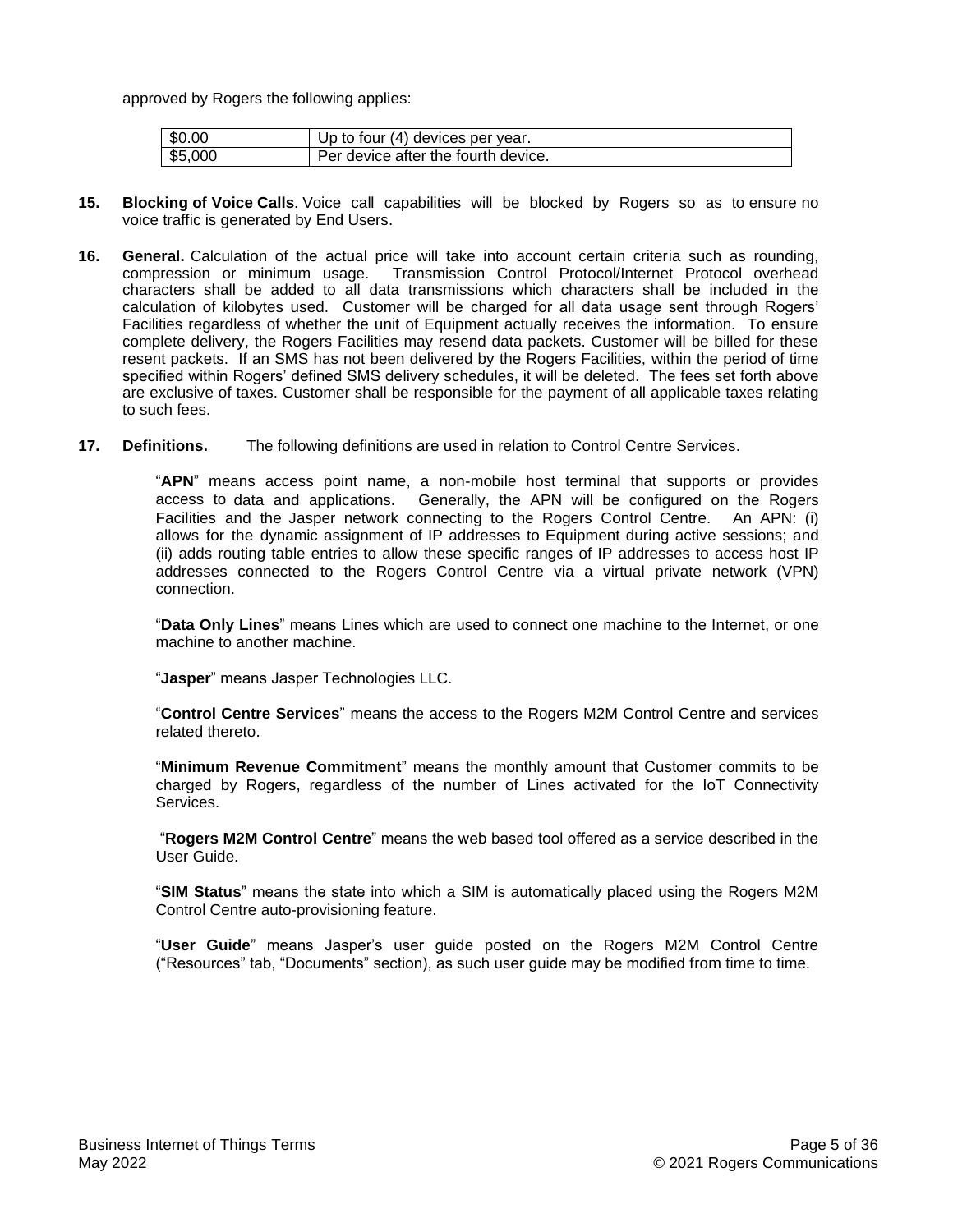approved by Rogers the following applies:

| | |
|---|---|
| $0.00 | Up to four (4) devices per year. |
| $5,000 | Per device after the fourth device. |

**15. Blocking of Voice Calls**. Voice call capabilities will be blocked by Rogers so as to ensure no voice traffic is generated by End Users.

**16. General.** Calculation of the actual price will take into account certain criteria such as rounding, compression or minimum usage. Transmission Control Protocol/Internet Protocol overhead characters shall be added to all data transmissions which characters shall be included in the calculation of kilobytes used. Customer will be charged for all data usage sent through Rogers' Facilities regardless of whether the unit of Equipment actually receives the information. To ensure complete delivery, the Rogers Facilities may resend data packets. Customer will be billed for these resent packets. If an SMS has not been delivered by the Rogers Facilities, within the period of time specified within Rogers' defined SMS delivery schedules, it will be deleted. The fees set forth above are exclusive of taxes. Customer shall be responsible for the payment of all applicable taxes relating to such fees.

**17. Definitions.** The following definitions are used in relation to Control Centre Services.

"**APN**" means access point name, a non-mobile host terminal that supports or provides access to data and applications. Generally, the APN will be configured on the Rogers Facilities and the Jasper network connecting to the Rogers Control Centre. An APN: (i) allows for the dynamic assignment of IP addresses to Equipment during active sessions; and (ii) adds routing table entries to allow these specific ranges of IP addresses to access host IP addresses connected to the Rogers Control Centre via a virtual private network (VPN) connection.

"**Data Only Lines**" means Lines which are used to connect one machine to the Internet, or one machine to another machine.

"**Jasper**" means Jasper Technologies LLC.

"**Control Centre Services**" means the access to the Rogers M2M Control Centre and services related thereto.

"**Minimum Revenue Commitment**" means the monthly amount that Customer commits to be charged by Rogers, regardless of the number of Lines activated for the IoT Connectivity Services.

"**Rogers M2M Control Centre**" means the web based tool offered as a service described in the User Guide.

"**SIM Status**" means the state into which a SIM is automatically placed using the Rogers M2M Control Centre auto-provisioning feature.

"**User Guide**" means Jasper's user guide posted on the Rogers M2M Control Centre ("Resources" tab, "Documents" section), as such user guide may be modified from time to time.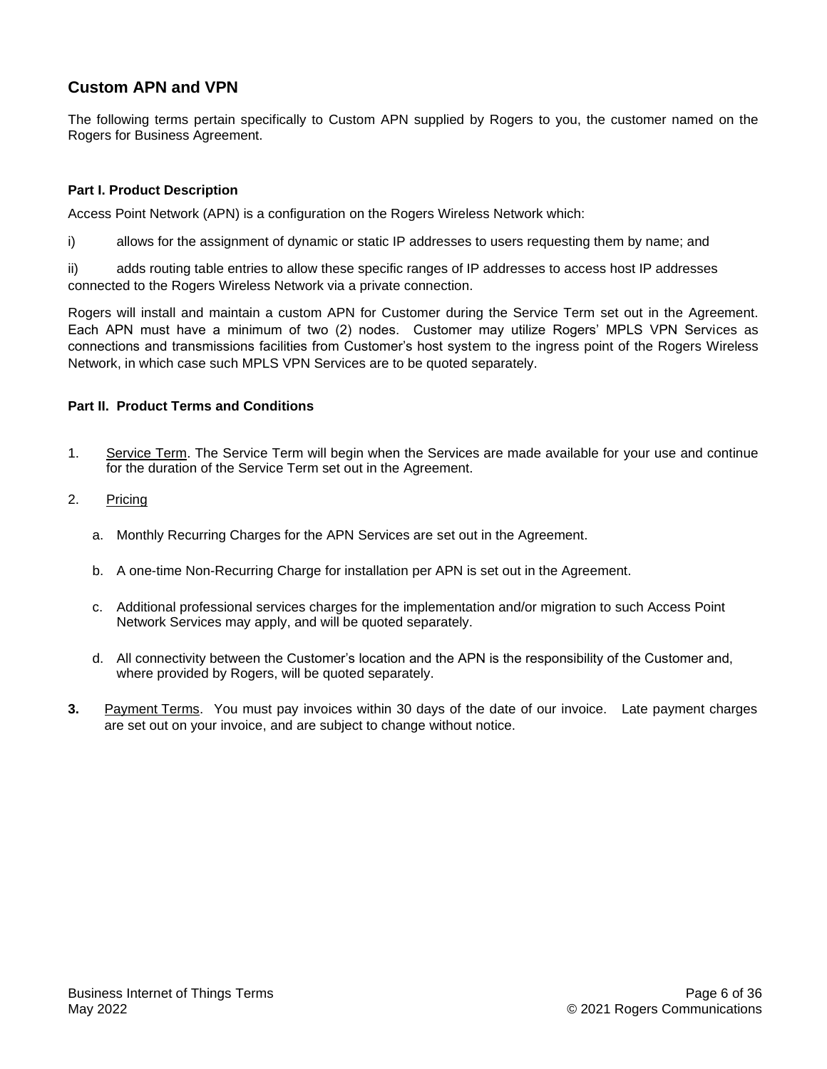## Custom APN and VPN

The following terms pertain specifically to Custom APN supplied by Rogers to you, the customer named on the Rogers for Business Agreement.

**Part I. Product Description**

Access Point Network (APN) is a configuration on the Rogers Wireless Network which:

i) allows for the assignment of dynamic or static IP addresses to users requesting them by name; and

ii) adds routing table entries to allow these specific ranges of IP addresses to access host IP addresses connected to the Rogers Wireless Network via a private connection.

Rogers will install and maintain a custom APN for Customer during the Service Term set out in the Agreement. Each APN must have a minimum of two (2) nodes. Customer may utilize Rogers' MPLS VPN Services as connections and transmissions facilities from Customer's host system to the ingress point of the Rogers Wireless Network, in which case such MPLS VPN Services are to be quoted separately.

**Part II. Product Terms and Conditions**

1. Service Term. The Service Term will begin when the Services are made available for your use and continue for the duration of the Service Term set out in the Agreement.

2. Pricing

   a. Monthly Recurring Charges for the APN Services are set out in the Agreement.

   b. A one-time Non-Recurring Charge for installation per APN is set out in the Agreement.

   c. Additional professional services charges for the implementation and/or migration to such Access Point Network Services may apply, and will be quoted separately.

   d. All connectivity between the Customer's location and the APN is the responsibility of the Customer and, where provided by Rogers, will be quoted separately.

3. Payment Terms. You must pay invoices within 30 days of the date of our invoice. Late payment charges are set out on your invoice, and are subject to change without notice.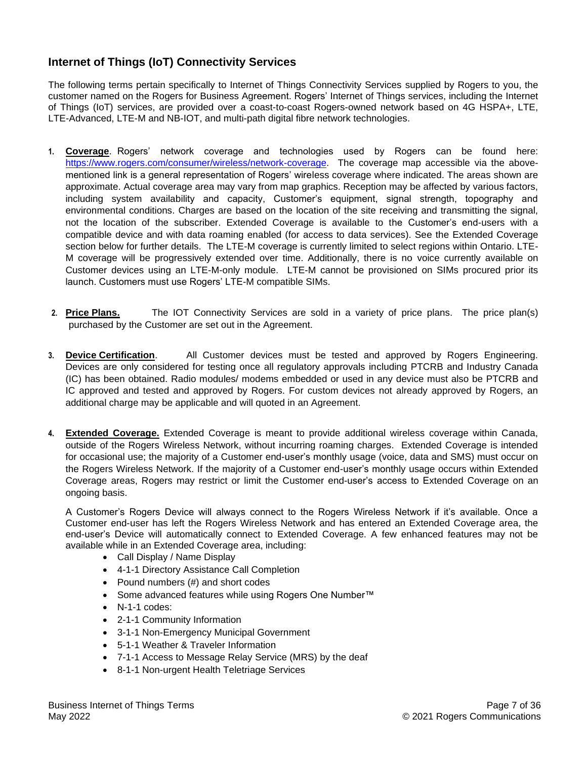## Internet of Things (IoT) Connectivity Services

The following terms pertain specifically to Internet of Things Connectivity Services supplied by Rogers to you, the customer named on the Rogers for Business Agreement. Rogers' Internet of Things services, including the Internet of Things (IoT) services, are provided over a coast-to-coast Rogers-owned network based on 4G HSPA+, LTE, LTE-Advanced, LTE-M and NB-IOT, and multi-path digital fibre network technologies.

1. **Coverage**. Rogers' network coverage and technologies used by Rogers can be found here: [https://www.rogers.com/consumer/wireless/network-coverage](https://www.rogers.com/consumer/wireless/network-coverage). The coverage map accessible via the above-mentioned link is a general representation of Rogers' wireless coverage where indicated. The areas shown are approximate. Actual coverage area may vary from map graphics. Reception may be affected by various factors, including system availability and capacity, Customer's equipment, signal strength, topography and environmental conditions. Charges are based on the location of the site receiving and transmitting the signal, not the location of the subscriber. Extended Coverage is available to the Customer's end-users with a compatible device and with data roaming enabled (for access to data services). See the Extended Coverage section below for further details. The LTE-M coverage is currently limited to select regions within Ontario. LTE-M coverage will be progressively extended over time. Additionally, there is no voice currently available on Customer devices using an LTE-M-only module. LTE-M cannot be provisioned on SIMs procured prior its launch. Customers must use Rogers' LTE-M compatible SIMs.

2. **Price Plans.** The IOT Connectivity Services are sold in a variety of price plans. The price plan(s) purchased by the Customer are set out in the Agreement.

3. **Device Certification**. All Customer devices must be tested and approved by Rogers Engineering. Devices are only considered for testing once all regulatory approvals including PTCRB and Industry Canada (IC) has been obtained. Radio modules/ modems embedded or used in any device must also be PTCRB and IC approved and tested and approved by Rogers. For custom devices not already approved by Rogers, an additional charge may be applicable and will quoted in an Agreement.

4. **Extended Coverage.** Extended Coverage is meant to provide additional wireless coverage within Canada, outside of the Rogers Wireless Network, without incurring roaming charges. Extended Coverage is intended for occasional use; the majority of a Customer end-user's monthly usage (voice, data and SMS) must occur on the Rogers Wireless Network. If the majority of a Customer end-user's monthly usage occurs within Extended Coverage areas, Rogers may restrict or limit the Customer end-user's access to Extended Coverage on an ongoing basis.

   A Customer's Rogers Device will always connect to the Rogers Wireless Network if it's available. Once a Customer end-user has left the Rogers Wireless Network and has entered an Extended Coverage area, the end-user's Device will automatically connect to Extended Coverage. A few enhanced features may not be available while in an Extended Coverage area, including:

   - Call Display / Name Display
   - 4-1-1 Directory Assistance Call Completion
   - Pound numbers (#) and short codes
   - Some advanced features while using Rogers One Number™
   - N-1-1 codes:
   - 2-1-1 Community Information
   - 3-1-1 Non-Emergency Municipal Government
   - 5-1-1 Weather & Traveler Information
   - 7-1-1 Access to Message Relay Service (MRS) by the deaf
   - 8-1-1 Non-urgent Health Teletriage Services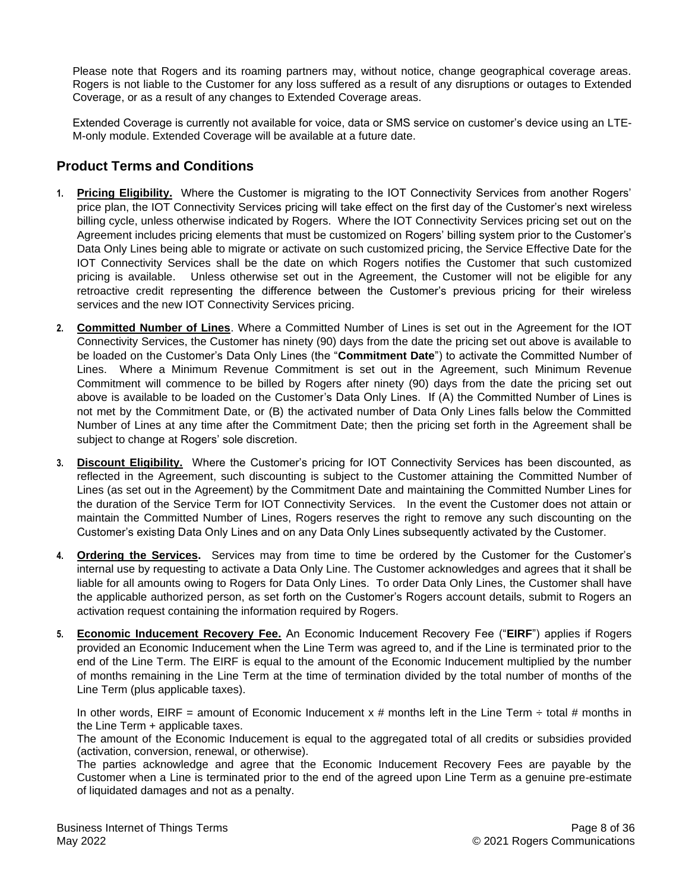Please note that Rogers and its roaming partners may, without notice, change geographical coverage areas. Rogers is not liable to the Customer for any loss suffered as a result of any disruptions or outages to Extended Coverage, or as a result of any changes to Extended Coverage areas.

Extended Coverage is currently not available for voice, data or SMS service on customer's device using an LTE-M-only module. Extended Coverage will be available at a future date.

## Product Terms and Conditions

1. **Pricing Eligibility.** Where the Customer is migrating to the IOT Connectivity Services from another Rogers' price plan, the IOT Connectivity Services pricing will take effect on the first day of the Customer's next wireless billing cycle, unless otherwise indicated by Rogers. Where the IOT Connectivity Services pricing set out on the Agreement includes pricing elements that must be customized on Rogers' billing system prior to the Customer's Data Only Lines being able to migrate or activate on such customized pricing, the Service Effective Date for the IOT Connectivity Services shall be the date on which Rogers notifies the Customer that such customized pricing is available. Unless otherwise set out in the Agreement, the Customer will not be eligible for any retroactive credit representing the difference between the Customer's previous pricing for their wireless services and the new IOT Connectivity Services pricing.

2. **Committed Number of Lines**. Where a Committed Number of Lines is set out in the Agreement for the IOT Connectivity Services, the Customer has ninety (90) days from the date the pricing set out above is available to be loaded on the Customer's Data Only Lines (the "**Commitment Date**") to activate the Committed Number of Lines. Where a Minimum Revenue Commitment is set out in the Agreement, such Minimum Revenue Commitment will commence to be billed by Rogers after ninety (90) days from the date the pricing set out above is available to be loaded on the Customer's Data Only Lines. If (A) the Committed Number of Lines is not met by the Commitment Date, or (B) the activated number of Data Only Lines falls below the Committed Number of Lines at any time after the Commitment Date; then the pricing set forth in the Agreement shall be subject to change at Rogers' sole discretion.

3. **Discount Eligibility.** Where the Customer's pricing for IOT Connectivity Services has been discounted, as reflected in the Agreement, such discounting is subject to the Customer attaining the Committed Number of Lines (as set out in the Agreement) by the Commitment Date and maintaining the Committed Number Lines for the duration of the Service Term for IOT Connectivity Services. In the event the Customer does not attain or maintain the Committed Number of Lines, Rogers reserves the right to remove any such discounting on the Customer's existing Data Only Lines and on any Data Only Lines subsequently activated by the Customer.

4. **Ordering the Services.** Services may from time to time be ordered by the Customer for the Customer's internal use by requesting to activate a Data Only Line. The Customer acknowledges and agrees that it shall be liable for all amounts owing to Rogers for Data Only Lines. To order Data Only Lines, the Customer shall have the applicable authorized person, as set forth on the Customer's Rogers account details, submit to Rogers an activation request containing the information required by Rogers.

5. **Economic Inducement Recovery Fee.** An Economic Inducement Recovery Fee ("**EIRF**") applies if Rogers provided an Economic Inducement when the Line Term was agreed to, and if the Line is terminated prior to the end of the Line Term. The EIRF is equal to the amount of the Economic Inducement multiplied by the number of months remaining in the Line Term at the time of termination divided by the total number of months of the Line Term (plus applicable taxes).

   In other words, EIRF = amount of Economic Inducement x # months left in the Line Term ÷ total # months in the Line Term + applicable taxes.
   The amount of the Economic Inducement is equal to the aggregated total of all credits or subsidies provided (activation, conversion, renewal, or otherwise).
   The parties acknowledge and agree that the Economic Inducement Recovery Fees are payable by the Customer when a Line is terminated prior to the end of the agreed upon Line Term as a genuine pre-estimate of liquidated damages and not as a penalty.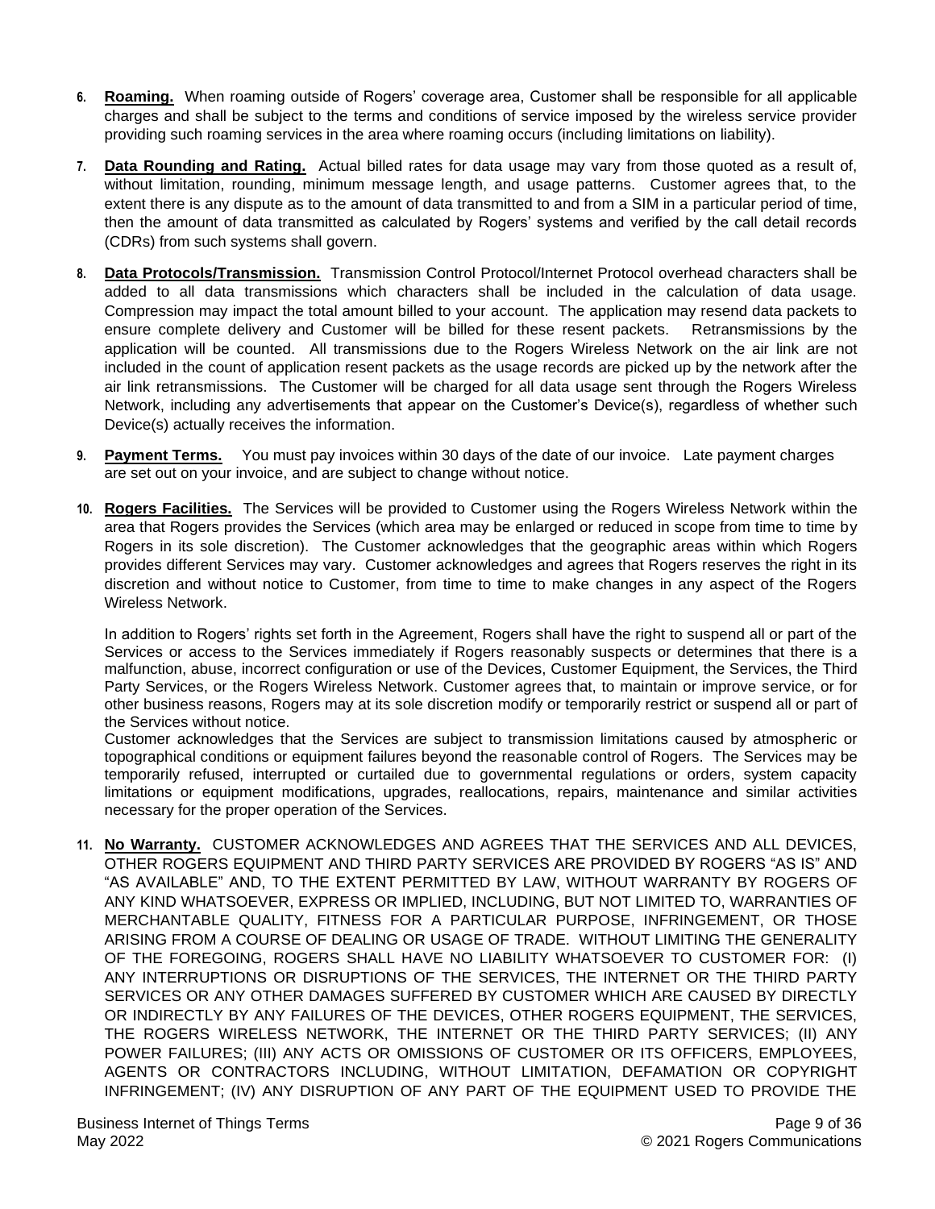6. **Roaming.** When roaming outside of Rogers' coverage area, Customer shall be responsible for all applicable charges and shall be subject to the terms and conditions of service imposed by the wireless service provider providing such roaming services in the area where roaming occurs (including limitations on liability).

7. **Data Rounding and Rating.** Actual billed rates for data usage may vary from those quoted as a result of, without limitation, rounding, minimum message length, and usage patterns. Customer agrees that, to the extent there is any dispute as to the amount of data transmitted to and from a SIM in a particular period of time, then the amount of data transmitted as calculated by Rogers' systems and verified by the call detail records (CDRs) from such systems shall govern.

8. **Data Protocols/Transmission.** Transmission Control Protocol/Internet Protocol overhead characters shall be added to all data transmissions which characters shall be included in the calculation of data usage. Compression may impact the total amount billed to your account. The application may resend data packets to ensure complete delivery and Customer will be billed for these resent packets. Retransmissions by the application will be counted. All transmissions due to the Rogers Wireless Network on the air link are not included in the count of application resent packets as the usage records are picked up by the network after the air link retransmissions. The Customer will be charged for all data usage sent through the Rogers Wireless Network, including any advertisements that appear on the Customer's Device(s), regardless of whether such Device(s) actually receives the information.

9. **Payment Terms.** You must pay invoices within 30 days of the date of our invoice. Late payment charges are set out on your invoice, and are subject to change without notice.

10. **Rogers Facilities.** The Services will be provided to Customer using the Rogers Wireless Network within the area that Rogers provides the Services (which area may be enlarged or reduced in scope from time to time by Rogers in its sole discretion). The Customer acknowledges that the geographic areas within which Rogers provides different Services may vary. Customer acknowledges and agrees that Rogers reserves the right in its discretion and without notice to Customer, from time to time to make changes in any aspect of the Rogers Wireless Network.

    In addition to Rogers' rights set forth in the Agreement, Rogers shall have the right to suspend all or part of the Services or access to the Services immediately if Rogers reasonably suspects or determines that there is a malfunction, abuse, incorrect configuration or use of the Devices, Customer Equipment, the Services, the Third Party Services, or the Rogers Wireless Network. Customer agrees that, to maintain or improve service, or for other business reasons, Rogers may at its sole discretion modify or temporarily restrict or suspend all or part of the Services without notice.
    Customer acknowledges that the Services are subject to transmission limitations caused by atmospheric or topographical conditions or equipment failures beyond the reasonable control of Rogers. The Services may be temporarily refused, interrupted or curtailed due to governmental regulations or orders, system capacity limitations or equipment modifications, upgrades, reallocations, repairs, maintenance and similar activities necessary for the proper operation of the Services.

11. **No Warranty.** CUSTOMER ACKNOWLEDGES AND AGREES THAT THE SERVICES AND ALL DEVICES, OTHER ROGERS EQUIPMENT AND THIRD PARTY SERVICES ARE PROVIDED BY ROGERS "AS IS" AND "AS AVAILABLE" AND, TO THE EXTENT PERMITTED BY LAW, WITHOUT WARRANTY BY ROGERS OF ANY KIND WHATSOEVER, EXPRESS OR IMPLIED, INCLUDING, BUT NOT LIMITED TO, WARRANTIES OF MERCHANTABLE QUALITY, FITNESS FOR A PARTICULAR PURPOSE, INFRINGEMENT, OR THOSE ARISING FROM A COURSE OF DEALING OR USAGE OF TRADE. WITHOUT LIMITING THE GENERALITY OF THE FOREGOING, ROGERS SHALL HAVE NO LIABILITY WHATSOEVER TO CUSTOMER FOR: (I) ANY INTERRUPTIONS OR DISRUPTIONS OF THE SERVICES, THE INTERNET OR THE THIRD PARTY SERVICES OR ANY OTHER DAMAGES SUFFERED BY CUSTOMER WHICH ARE CAUSED BY DIRECTLY OR INDIRECTLY BY ANY FAILURES OF THE DEVICES, OTHER ROGERS EQUIPMENT, THE SERVICES, THE ROGERS WIRELESS NETWORK, THE INTERNET OR THE THIRD PARTY SERVICES; (II) ANY POWER FAILURES; (III) ANY ACTS OR OMISSIONS OF CUSTOMER OR ITS OFFICERS, EMPLOYEES, AGENTS OR CONTRACTORS INCLUDING, WITHOUT LIMITATION, DEFAMATION OR COPYRIGHT INFRINGEMENT; (IV) ANY DISRUPTION OF ANY PART OF THE EQUIPMENT USED TO PROVIDE THE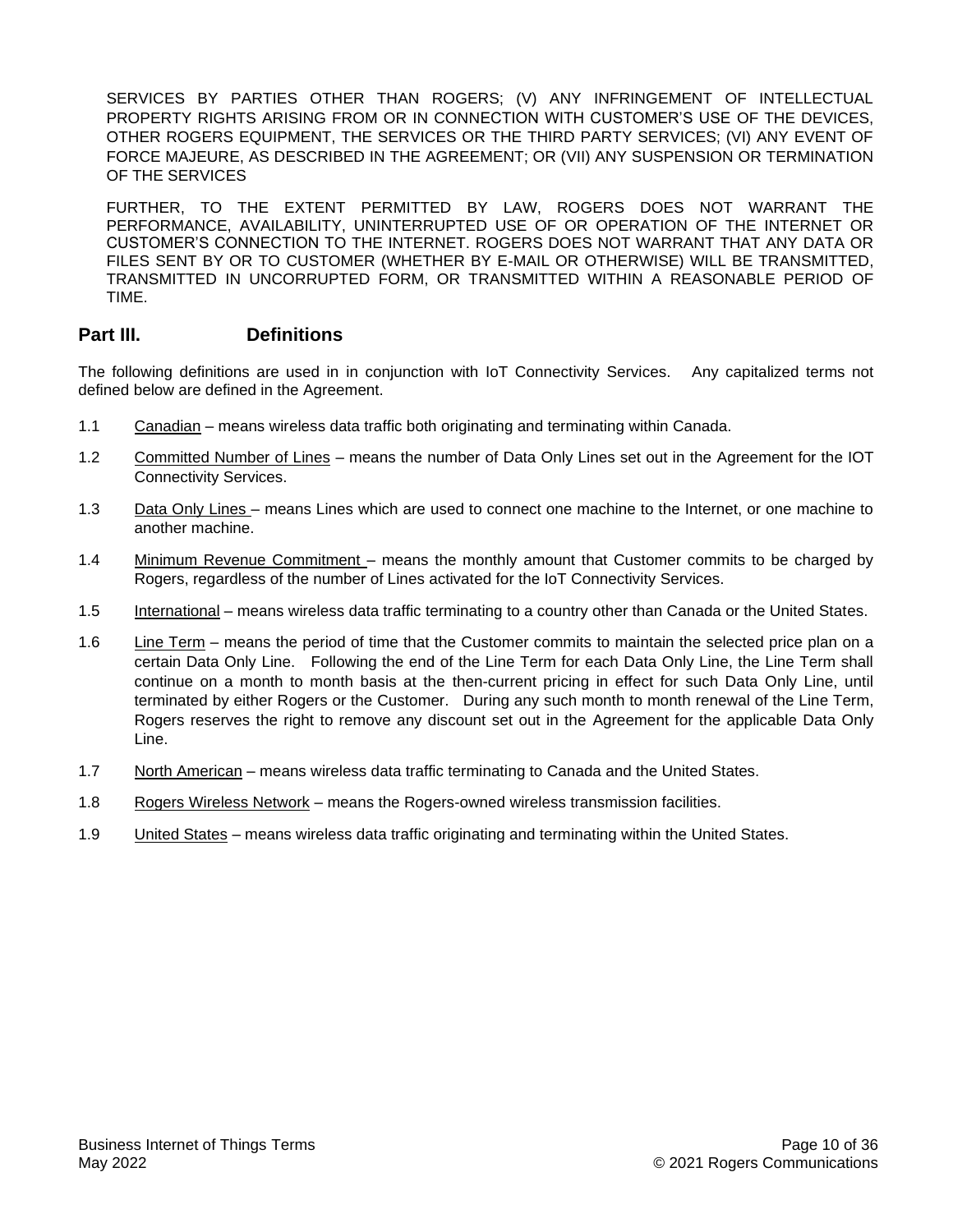SERVICES BY PARTIES OTHER THAN ROGERS; (V) ANY INFRINGEMENT OF INTELLECTUAL PROPERTY RIGHTS ARISING FROM OR IN CONNECTION WITH CUSTOMER'S USE OF THE DEVICES, OTHER ROGERS EQUIPMENT, THE SERVICES OR THE THIRD PARTY SERVICES; (VI) ANY EVENT OF FORCE MAJEURE, AS DESCRIBED IN THE AGREEMENT; OR (VII) ANY SUSPENSION OR TERMINATION OF THE SERVICES

FURTHER, TO THE EXTENT PERMITTED BY LAW, ROGERS DOES NOT WARRANT THE PERFORMANCE, AVAILABILITY, UNINTERRUPTED USE OF OR OPERATION OF THE INTERNET OR CUSTOMER'S CONNECTION TO THE INTERNET. ROGERS DOES NOT WARRANT THAT ANY DATA OR FILES SENT BY OR TO CUSTOMER (WHETHER BY E-MAIL OR OTHERWISE) WILL BE TRANSMITTED, TRANSMITTED IN UNCORRUPTED FORM, OR TRANSMITTED WITHIN A REASONABLE PERIOD OF TIME.

## Part III. Definitions

The following definitions are used in in conjunction with IoT Connectivity Services. Any capitalized terms not defined below are defined in the Agreement.

1.1 Canadian – means wireless data traffic both originating and terminating within Canada.

1.2 Committed Number of Lines – means the number of Data Only Lines set out in the Agreement for the IOT Connectivity Services.

1.3 Data Only Lines – means Lines which are used to connect one machine to the Internet, or one machine to another machine.

1.4 Minimum Revenue Commitment – means the monthly amount that Customer commits to be charged by Rogers, regardless of the number of Lines activated for the IoT Connectivity Services.

1.5 International – means wireless data traffic terminating to a country other than Canada or the United States.

1.6 Line Term – means the period of time that the Customer commits to maintain the selected price plan on a certain Data Only Line. Following the end of the Line Term for each Data Only Line, the Line Term shall continue on a month to month basis at the then-current pricing in effect for such Data Only Line, until terminated by either Rogers or the Customer. During any such month to month renewal of the Line Term, Rogers reserves the right to remove any discount set out in the Agreement for the applicable Data Only Line.

1.7 North American – means wireless data traffic terminating to Canada and the United States.

1.8 Rogers Wireless Network – means the Rogers-owned wireless transmission facilities.

1.9 United States – means wireless data traffic originating and terminating within the United States.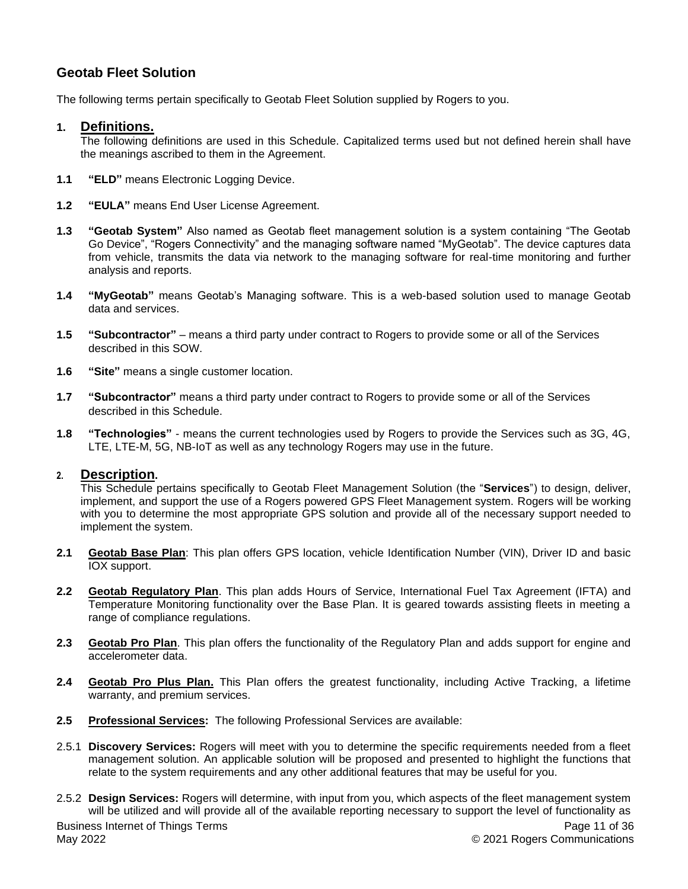## Geotab Fleet Solution

The following terms pertain specifically to Geotab Fleet Solution supplied by Rogers to you.

### 1. Definitions.

The following definitions are used in this Schedule. Capitalized terms used but not defined herein shall have the meanings ascribed to them in the Agreement.

**1.1** **"ELD"** means Electronic Logging Device.

**1.2** **"EULA"** means End User License Agreement.

**1.3** **"Geotab System"** Also named as Geotab fleet management solution is a system containing "The Geotab Go Device", "Rogers Connectivity" and the managing software named "MyGeotab". The device captures data from vehicle, transmits the data via network to the managing software for real-time monitoring and further analysis and reports.

**1.4** **"MyGeotab"** means Geotab's Managing software. This is a web-based solution used to manage Geotab data and services.

**1.5** **"Subcontractor"** – means a third party under contract to Rogers to provide some or all of the Services described in this SOW.

**1.6** **"Site"** means a single customer location.

**1.7** **"Subcontractor"** means a third party under contract to Rogers to provide some or all of the Services described in this Schedule.

**1.8** **"Technologies"** - means the current technologies used by Rogers to provide the Services such as 3G, 4G, LTE, LTE-M, 5G, NB-IoT as well as any technology Rogers may use in the future.

### 2. Description.

This Schedule pertains specifically to Geotab Fleet Management Solution (the "**Services**") to design, deliver, implement, and support the use of a Rogers powered GPS Fleet Management system. Rogers will be working with you to determine the most appropriate GPS solution and provide all of the necessary support needed to implement the system.

**2.1** **Geotab Base Plan**: This plan offers GPS location, vehicle Identification Number (VIN), Driver ID and basic IOX support.

**2.2** **Geotab Regulatory Plan**. This plan adds Hours of Service, International Fuel Tax Agreement (IFTA) and Temperature Monitoring functionality over the Base Plan. It is geared towards assisting fleets in meeting a range of compliance regulations.

**2.3** **Geotab Pro Plan**. This plan offers the functionality of the Regulatory Plan and adds support for engine and accelerometer data.

**2.4** **Geotab Pro Plus Plan.** This Plan offers the greatest functionality, including Active Tracking, a lifetime warranty, and premium services.

**2.5** **Professional Services:** The following Professional Services are available:

2.5.1 **Discovery Services:** Rogers will meet with you to determine the specific requirements needed from a fleet management solution. An applicable solution will be proposed and presented to highlight the functions that relate to the system requirements and any other additional features that may be useful for you.

2.5.2 **Design Services:** Rogers will determine, with input from you, which aspects of the fleet management system will be utilized and will provide all of the available reporting necessary to support the level of functionality as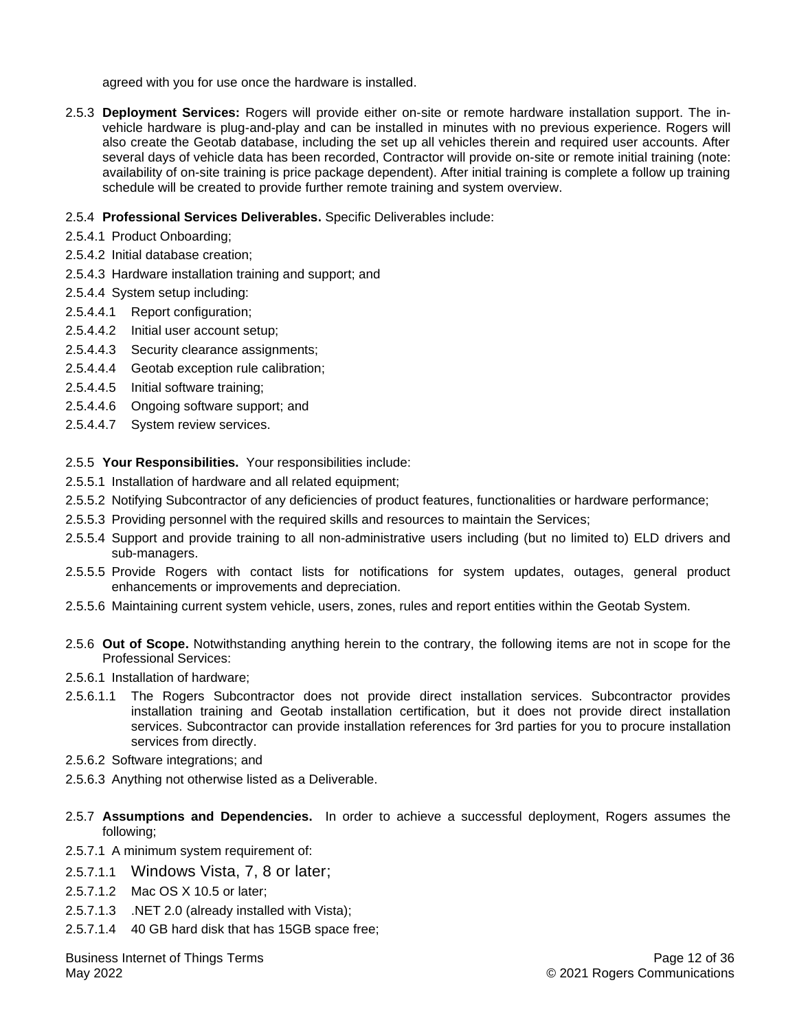agreed with you for use once the hardware is installed.

2.5.3 **Deployment Services:** Rogers will provide either on-site or remote hardware installation support. The in-vehicle hardware is plug-and-play and can be installed in minutes with no previous experience. Rogers will also create the Geotab database, including the set up all vehicles therein and required user accounts. After several days of vehicle data has been recorded, Contractor will provide on-site or remote initial training (note: availability of on-site training is price package dependent). After initial training is complete a follow up training schedule will be created to provide further remote training and system overview.

2.5.4 **Professional Services Deliverables.** Specific Deliverables include:

2.5.4.1 Product Onboarding;

2.5.4.2 Initial database creation;

2.5.4.3 Hardware installation training and support; and

2.5.4.4 System setup including:

2.5.4.4.1 Report configuration;

2.5.4.4.2 Initial user account setup;

2.5.4.4.3 Security clearance assignments;

2.5.4.4.4 Geotab exception rule calibration;

2.5.4.4.5 Initial software training;

2.5.4.4.6 Ongoing software support; and

2.5.4.4.7 System review services.

2.5.5 **Your Responsibilities.** Your responsibilities include:

2.5.5.1 Installation of hardware and all related equipment;

2.5.5.2 Notifying Subcontractor of any deficiencies of product features, functionalities or hardware performance;

2.5.5.3 Providing personnel with the required skills and resources to maintain the Services;

2.5.5.4 Support and provide training to all non-administrative users including (but no limited to) ELD drivers and sub-managers.

2.5.5.5 Provide Rogers with contact lists for notifications for system updates, outages, general product enhancements or improvements and depreciation.

2.5.5.6 Maintaining current system vehicle, users, zones, rules and report entities within the Geotab System.

2.5.6 **Out of Scope.** Notwithstanding anything herein to the contrary, the following items are not in scope for the Professional Services:

2.5.6.1 Installation of hardware;

2.5.6.1.1 The Rogers Subcontractor does not provide direct installation services. Subcontractor provides installation training and Geotab installation certification, but it does not provide direct installation services. Subcontractor can provide installation references for 3rd parties for you to procure installation services from directly.

2.5.6.2 Software integrations; and

2.5.6.3 Anything not otherwise listed as a Deliverable.

2.5.7 **Assumptions and Dependencies.** In order to achieve a successful deployment, Rogers assumes the following;

2.5.7.1 A minimum system requirement of:

2.5.7.1.1 Windows Vista, 7, 8 or later;

2.5.7.1.2 Mac OS X 10.5 or later;

2.5.7.1.3 .NET 2.0 (already installed with Vista);

2.5.7.1.4 40 GB hard disk that has 15GB space free;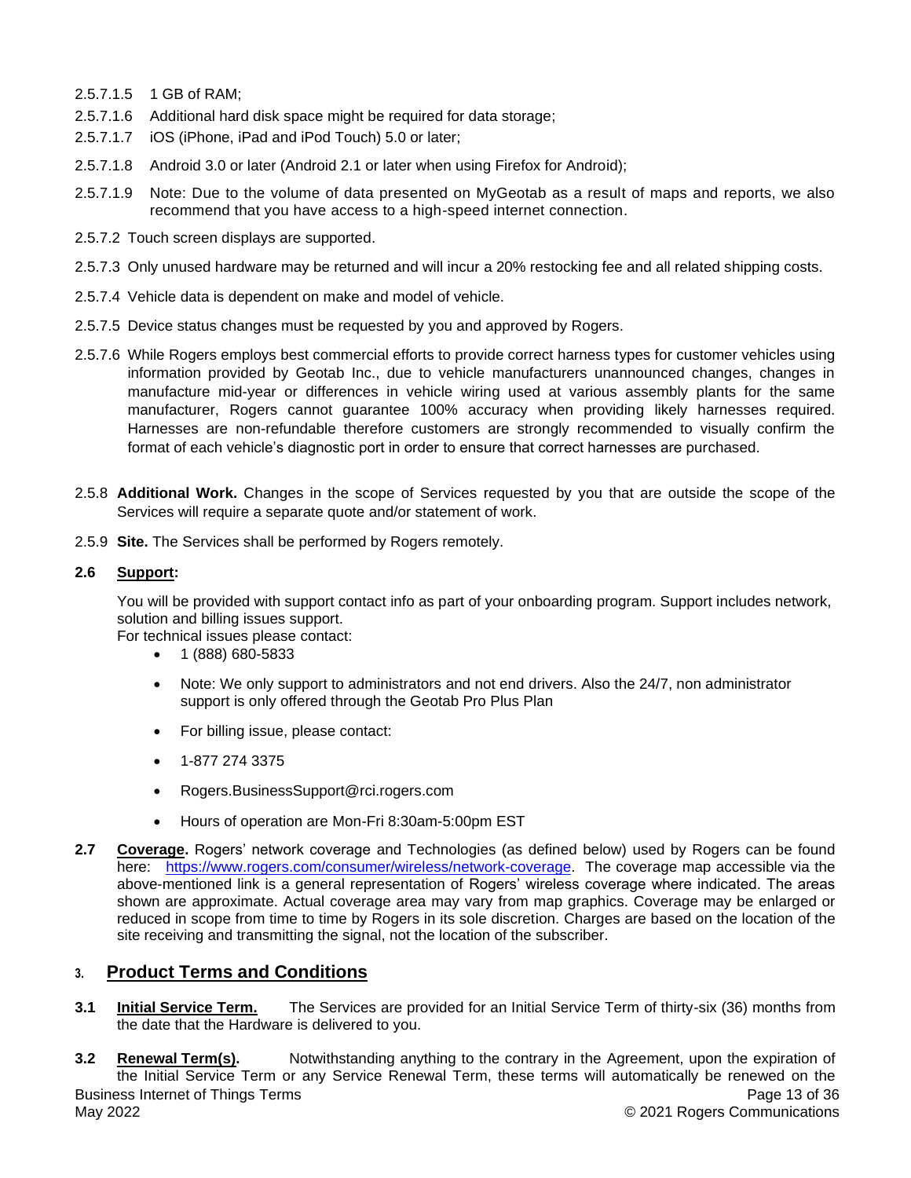2.5.7.1.5 1 GB of RAM;

2.5.7.1.6 Additional hard disk space might be required for data storage;

2.5.7.1.7 iOS (iPhone, iPad and iPod Touch) 5.0 or later;

2.5.7.1.8 Android 3.0 or later (Android 2.1 or later when using Firefox for Android);

2.5.7.1.9 Note: Due to the volume of data presented on MyGeotab as a result of maps and reports, we also recommend that you have access to a high-speed internet connection.

2.5.7.2 Touch screen displays are supported.

2.5.7.3 Only unused hardware may be returned and will incur a 20% restocking fee and all related shipping costs.

2.5.7.4 Vehicle data is dependent on make and model of vehicle.

2.5.7.5 Device status changes must be requested by you and approved by Rogers.

2.5.7.6 While Rogers employs best commercial efforts to provide correct harness types for customer vehicles using information provided by Geotab Inc., due to vehicle manufacturers unannounced changes, changes in manufacture mid-year or differences in vehicle wiring used at various assembly plants for the same manufacturer, Rogers cannot guarantee 100% accuracy when providing likely harnesses required. Harnesses are non-refundable therefore customers are strongly recommended to visually confirm the format of each vehicle's diagnostic port in order to ensure that correct harnesses are purchased.

2.5.8 **Additional Work.** Changes in the scope of Services requested by you that are outside the scope of the Services will require a separate quote and/or statement of work.

2.5.9 **Site.** The Services shall be performed by Rogers remotely.

**2.6 Support:**

You will be provided with support contact info as part of your onboarding program. Support includes network, solution and billing issues support.
For technical issues please contact:

- 1 (888) 680-5833
- Note: We only support to administrators and not end drivers. Also the 24/7, non administrator support is only offered through the Geotab Pro Plus Plan
- For billing issue, please contact:
- 1-877 274 3375
- Rogers.BusinessSupport@rci.rogers.com
- Hours of operation are Mon-Fri 8:30am-5:00pm EST

**2.7 Coverage.** Rogers' network coverage and Technologies (as defined below) used by Rogers can be found here: https://www.rogers.com/consumer/wireless/network-coverage. The coverage map accessible via the above-mentioned link is a general representation of Rogers' wireless coverage where indicated. The areas shown are approximate. Actual coverage area may vary from map graphics. Coverage may be enlarged or reduced in scope from time to time by Rogers in its sole discretion. Charges are based on the location of the site receiving and transmitting the signal, not the location of the subscriber.

## 3. Product Terms and Conditions

**3.1 Initial Service Term.** The Services are provided for an Initial Service Term of thirty-six (36) months from the date that the Hardware is delivered to you.

**3.2 Renewal Term(s).** Notwithstanding anything to the contrary in the Agreement, upon the expiration of the Initial Service Term or any Service Renewal Term, these terms will automatically be renewed on the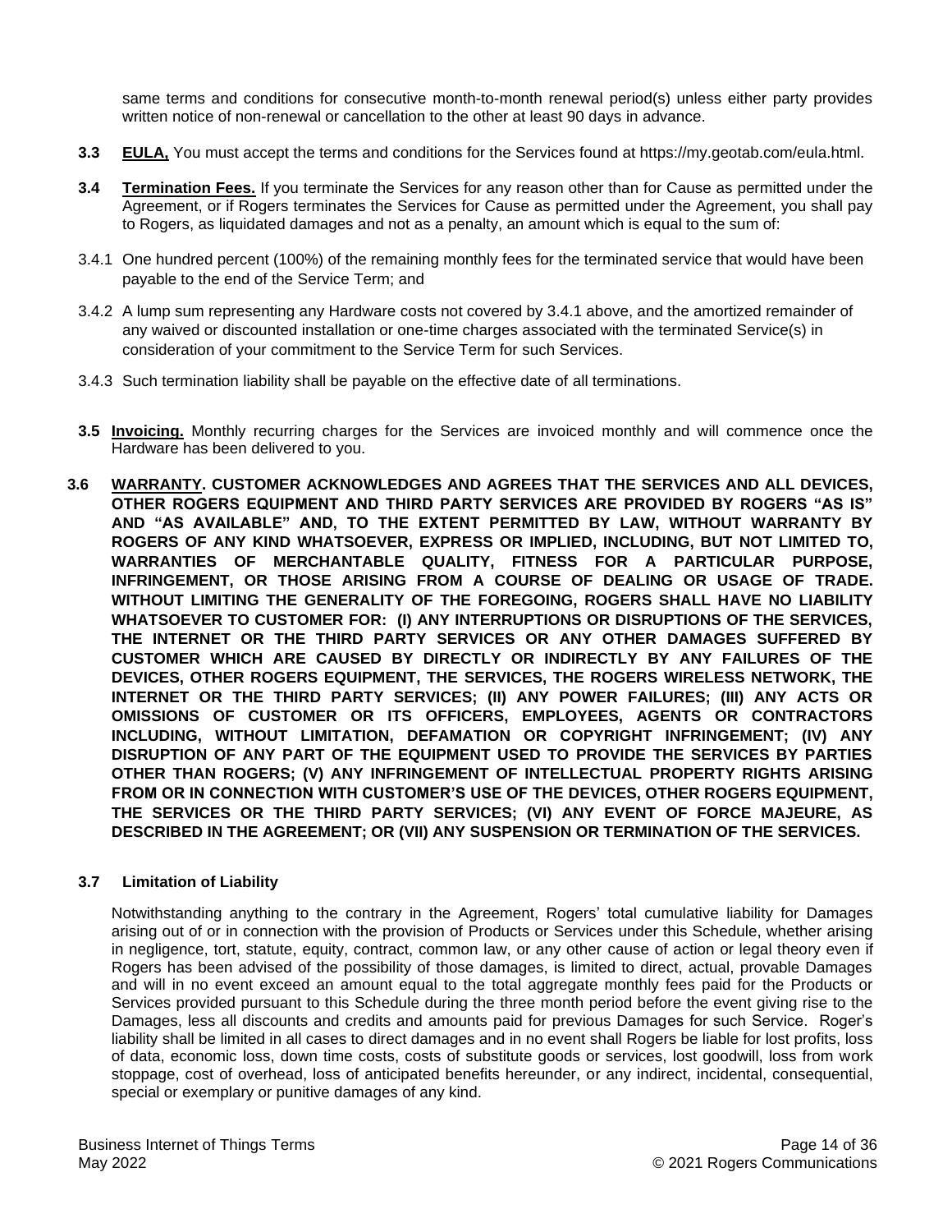same terms and conditions for consecutive month-to-month renewal period(s) unless either party provides written notice of non-renewal or cancellation to the other at least 90 days in advance.

**3.3** **EULA,** You must accept the terms and conditions for the Services found at https://my.geotab.com/eula.html.

**3.4** **Termination Fees.** If you terminate the Services for any reason other than for Cause as permitted under the Agreement, or if Rogers terminates the Services for Cause as permitted under the Agreement, you shall pay to Rogers, as liquidated damages and not as a penalty, an amount which is equal to the sum of:

3.4.1 One hundred percent (100%) of the remaining monthly fees for the terminated service that would have been payable to the end of the Service Term; and

3.4.2 A lump sum representing any Hardware costs not covered by 3.4.1 above, and the amortized remainder of any waived or discounted installation or one-time charges associated with the terminated Service(s) in consideration of your commitment to the Service Term for such Services.

3.4.3 Such termination liability shall be payable on the effective date of all terminations.

**3.5** **Invoicing.** Monthly recurring charges for the Services are invoiced monthly and will commence once the Hardware has been delivered to you.

**3.6** **WARRANTY. CUSTOMER ACKNOWLEDGES AND AGREES THAT THE SERVICES AND ALL DEVICES, OTHER ROGERS EQUIPMENT AND THIRD PARTY SERVICES ARE PROVIDED BY ROGERS "AS IS" AND "AS AVAILABLE" AND, TO THE EXTENT PERMITTED BY LAW, WITHOUT WARRANTY BY ROGERS OF ANY KIND WHATSOEVER, EXPRESS OR IMPLIED, INCLUDING, BUT NOT LIMITED TO, WARRANTIES OF MERCHANTABLE QUALITY, FITNESS FOR A PARTICULAR PURPOSE, INFRINGEMENT, OR THOSE ARISING FROM A COURSE OF DEALING OR USAGE OF TRADE. WITHOUT LIMITING THE GENERALITY OF THE FOREGOING, ROGERS SHALL HAVE NO LIABILITY WHATSOEVER TO CUSTOMER FOR: (I) ANY INTERRUPTIONS OR DISRUPTIONS OF THE SERVICES, THE INTERNET OR THE THIRD PARTY SERVICES OR ANY OTHER DAMAGES SUFFERED BY CUSTOMER WHICH ARE CAUSED BY DIRECTLY OR INDIRECTLY BY ANY FAILURES OF THE DEVICES, OTHER ROGERS EQUIPMENT, THE SERVICES, THE ROGERS WIRELESS NETWORK, THE INTERNET OR THE THIRD PARTY SERVICES; (II) ANY POWER FAILURES; (III) ANY ACTS OR OMISSIONS OF CUSTOMER OR ITS OFFICERS, EMPLOYEES, AGENTS OR CONTRACTORS INCLUDING, WITHOUT LIMITATION, DEFAMATION OR COPYRIGHT INFRINGEMENT; (IV) ANY DISRUPTION OF ANY PART OF THE EQUIPMENT USED TO PROVIDE THE SERVICES BY PARTIES OTHER THAN ROGERS; (V) ANY INFRINGEMENT OF INTELLECTUAL PROPERTY RIGHTS ARISING FROM OR IN CONNECTION WITH CUSTOMER'S USE OF THE DEVICES, OTHER ROGERS EQUIPMENT, THE SERVICES OR THE THIRD PARTY SERVICES; (VI) ANY EVENT OF FORCE MAJEURE, AS DESCRIBED IN THE AGREEMENT; OR (VII) ANY SUSPENSION OR TERMINATION OF THE SERVICES.**

**3.7 Limitation of Liability**

Notwithstanding anything to the contrary in the Agreement, Rogers' total cumulative liability for Damages arising out of or in connection with the provision of Products or Services under this Schedule, whether arising in negligence, tort, statute, equity, contract, common law, or any other cause of action or legal theory even if Rogers has been advised of the possibility of those damages, is limited to direct, actual, provable Damages and will in no event exceed an amount equal to the total aggregate monthly fees paid for the Products or Services provided pursuant to this Schedule during the three month period before the event giving rise to the Damages, less all discounts and credits and amounts paid for previous Damages for such Service. Roger's liability shall be limited in all cases to direct damages and in no event shall Rogers be liable for lost profits, loss of data, economic loss, down time costs, costs of substitute goods or services, lost goodwill, loss from work stoppage, cost of overhead, loss of anticipated benefits hereunder, or any indirect, incidental, consequential, special or exemplary or punitive damages of any kind.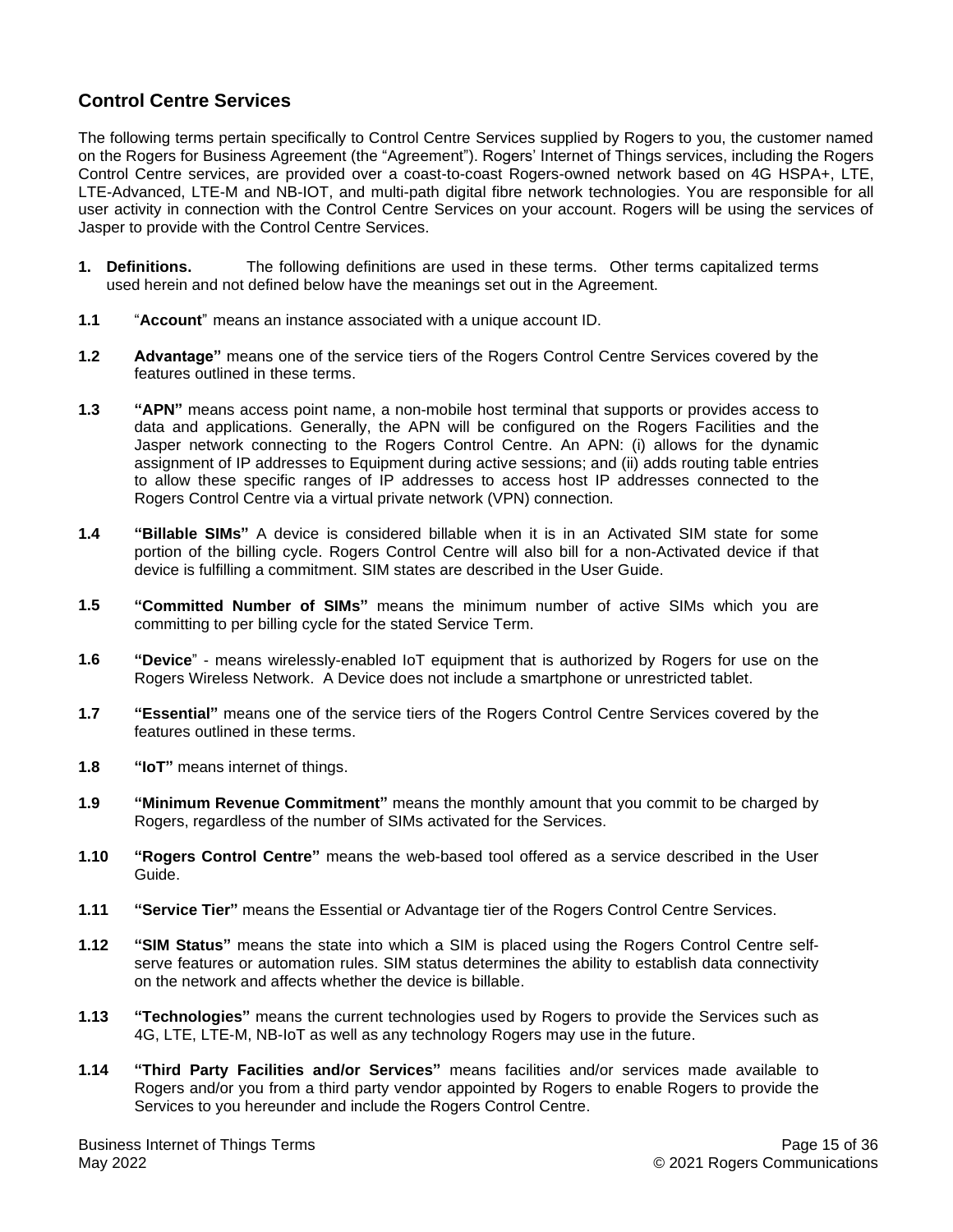## Control Centre Services

The following terms pertain specifically to Control Centre Services supplied by Rogers to you, the customer named on the Rogers for Business Agreement (the "Agreement"). Rogers' Internet of Things services, including the Rogers Control Centre services, are provided over a coast-to-coast Rogers-owned network based on 4G HSPA+, LTE, LTE-Advanced, LTE-M and NB-IOT, and multi-path digital fibre network technologies. You are responsible for all user activity in connection with the Control Centre Services on your account. Rogers will be using the services of Jasper to provide with the Control Centre Services.

**1. Definitions.** The following definitions are used in these terms. Other terms capitalized terms used herein and not defined below have the meanings set out in the Agreement.

**1.1** "**Account**" means an instance associated with a unique account ID.

**1.2** **Advantage"** means one of the service tiers of the Rogers Control Centre Services covered by the features outlined in these terms.

**1.3** **"APN"** means access point name, a non-mobile host terminal that supports or provides access to data and applications. Generally, the APN will be configured on the Rogers Facilities and the Jasper network connecting to the Rogers Control Centre. An APN: (i) allows for the dynamic assignment of IP addresses to Equipment during active sessions; and (ii) adds routing table entries to allow these specific ranges of IP addresses to access host IP addresses connected to the Rogers Control Centre via a virtual private network (VPN) connection.

**1.4** **"Billable SIMs"** A device is considered billable when it is in an Activated SIM state for some portion of the billing cycle. Rogers Control Centre will also bill for a non-Activated device if that device is fulfilling a commitment. SIM states are described in the User Guide.

**1.5** **"Committed Number of SIMs"** means the minimum number of active SIMs which you are committing to per billing cycle for the stated Service Term.

**1.6** **"Device**" - means wirelessly-enabled IoT equipment that is authorized by Rogers for use on the Rogers Wireless Network. A Device does not include a smartphone or unrestricted tablet.

**1.7** **"Essential"** means one of the service tiers of the Rogers Control Centre Services covered by the features outlined in these terms.

**1.8** **"IoT"** means internet of things.

**1.9** **"Minimum Revenue Commitment"** means the monthly amount that you commit to be charged by Rogers, regardless of the number of SIMs activated for the Services.

**1.10** **"Rogers Control Centre"** means the web-based tool offered as a service described in the User Guide.

**1.11** **"Service Tier"** means the Essential or Advantage tier of the Rogers Control Centre Services.

**1.12** **"SIM Status"** means the state into which a SIM is placed using the Rogers Control Centre self-serve features or automation rules. SIM status determines the ability to establish data connectivity on the network and affects whether the device is billable.

**1.13** **"Technologies"** means the current technologies used by Rogers to provide the Services such as 4G, LTE, LTE-M, NB-IoT as well as any technology Rogers may use in the future.

**1.14** **"Third Party Facilities and/or Services"** means facilities and/or services made available to Rogers and/or you from a third party vendor appointed by Rogers to enable Rogers to provide the Services to you hereunder and include the Rogers Control Centre.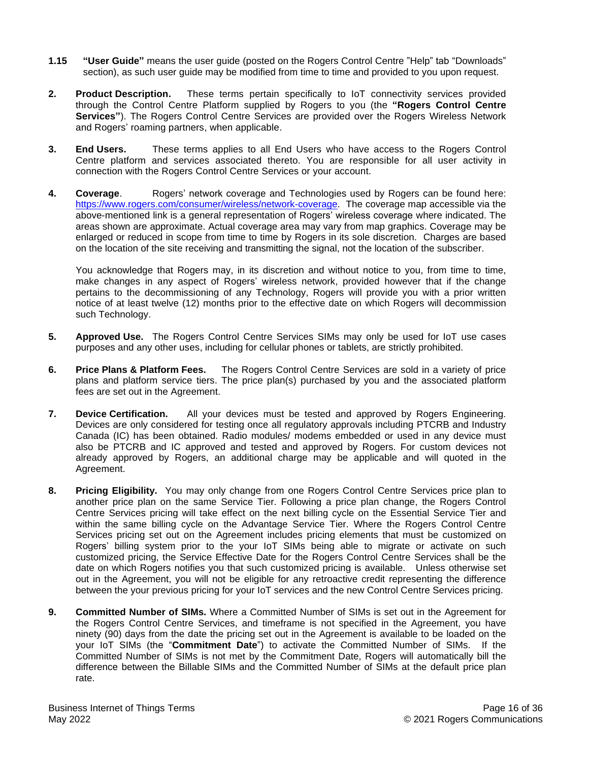**1.15** **"User Guide"** means the user guide (posted on the Rogers Control Centre "Help" tab "Downloads" section), as such user guide may be modified from time to time and provided to you upon request.

**2.** **Product Description.** These terms pertain specifically to IoT connectivity services provided through the Control Centre Platform supplied by Rogers to you (the **"Rogers Control Centre Services"**). The Rogers Control Centre Services are provided over the Rogers Wireless Network and Rogers' roaming partners, when applicable.

**3.** **End Users.** These terms applies to all End Users who have access to the Rogers Control Centre platform and services associated thereto. You are responsible for all user activity in connection with the Rogers Control Centre Services or your account.

**4.** **Coverage**. Rogers' network coverage and Technologies used by Rogers can be found here: https://www.rogers.com/consumer/wireless/network-coverage. The coverage map accessible via the above-mentioned link is a general representation of Rogers' wireless coverage where indicated. The areas shown are approximate. Actual coverage area may vary from map graphics. Coverage may be enlarged or reduced in scope from time to time by Rogers in its sole discretion. Charges are based on the location of the site receiving and transmitting the signal, not the location of the subscriber.

You acknowledge that Rogers may, in its discretion and without notice to you, from time to time, make changes in any aspect of Rogers' wireless network, provided however that if the change pertains to the decommissioning of any Technology, Rogers will provide you with a prior written notice of at least twelve (12) months prior to the effective date on which Rogers will decommission such Technology.

**5.** **Approved Use.** The Rogers Control Centre Services SIMs may only be used for IoT use cases purposes and any other uses, including for cellular phones or tablets, are strictly prohibited.

**6.** **Price Plans & Platform Fees.** The Rogers Control Centre Services are sold in a variety of price plans and platform service tiers. The price plan(s) purchased by you and the associated platform fees are set out in the Agreement.

**7.** **Device Certification.** All your devices must be tested and approved by Rogers Engineering. Devices are only considered for testing once all regulatory approvals including PTCRB and Industry Canada (IC) has been obtained. Radio modules/ modems embedded or used in any device must also be PTCRB and IC approved and tested and approved by Rogers. For custom devices not already approved by Rogers, an additional charge may be applicable and will quoted in the Agreement.

**8.** **Pricing Eligibility.** You may only change from one Rogers Control Centre Services price plan to another price plan on the same Service Tier. Following a price plan change, the Rogers Control Centre Services pricing will take effect on the next billing cycle on the Essential Service Tier and within the same billing cycle on the Advantage Service Tier. Where the Rogers Control Centre Services pricing set out on the Agreement includes pricing elements that must be customized on Rogers' billing system prior to the your IoT SIMs being able to migrate or activate on such customized pricing, the Service Effective Date for the Rogers Control Centre Services shall be the date on which Rogers notifies you that such customized pricing is available. Unless otherwise set out in the Agreement, you will not be eligible for any retroactive credit representing the difference between the your previous pricing for your IoT services and the new Control Centre Services pricing.

**9.** **Committed Number of SIMs.** Where a Committed Number of SIMs is set out in the Agreement for the Rogers Control Centre Services, and timeframe is not specified in the Agreement, you have ninety (90) days from the date the pricing set out in the Agreement is available to be loaded on the your IoT SIMs (the "**Commitment Date**") to activate the Committed Number of SIMs. If the Committed Number of SIMs is not met by the Commitment Date, Rogers will automatically bill the difference between the Billable SIMs and the Committed Number of SIMs at the default price plan rate.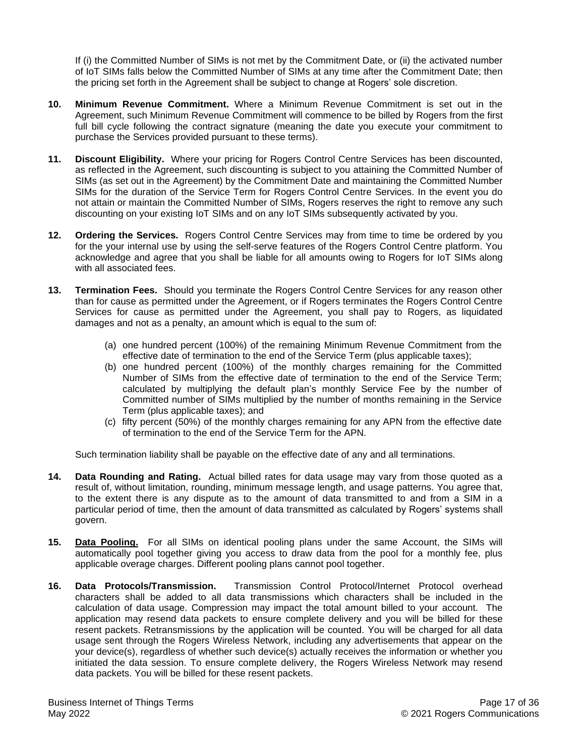If (i) the Committed Number of SIMs is not met by the Commitment Date, or (ii) the activated number of IoT SIMs falls below the Committed Number of SIMs at any time after the Commitment Date; then the pricing set forth in the Agreement shall be subject to change at Rogers' sole discretion.

**10. Minimum Revenue Commitment.** Where a Minimum Revenue Commitment is set out in the Agreement, such Minimum Revenue Commitment will commence to be billed by Rogers from the first full bill cycle following the contract signature (meaning the date you execute your commitment to purchase the Services provided pursuant to these terms).

**11. Discount Eligibility.** Where your pricing for Rogers Control Centre Services has been discounted, as reflected in the Agreement, such discounting is subject to you attaining the Committed Number of SIMs (as set out in the Agreement) by the Commitment Date and maintaining the Committed Number SIMs for the duration of the Service Term for Rogers Control Centre Services. In the event you do not attain or maintain the Committed Number of SIMs, Rogers reserves the right to remove any such discounting on your existing IoT SIMs and on any IoT SIMs subsequently activated by you.

**12. Ordering the Services.** Rogers Control Centre Services may from time to time be ordered by you for the your internal use by using the self-serve features of the Rogers Control Centre platform. You acknowledge and agree that you shall be liable for all amounts owing to Rogers for IoT SIMs along with all associated fees.

**13. Termination Fees.** Should you terminate the Rogers Control Centre Services for any reason other than for cause as permitted under the Agreement, or if Rogers terminates the Rogers Control Centre Services for cause as permitted under the Agreement, you shall pay to Rogers, as liquidated damages and not as a penalty, an amount which is equal to the sum of:

(a) one hundred percent (100%) of the remaining Minimum Revenue Commitment from the effective date of termination to the end of the Service Term (plus applicable taxes);

(b) one hundred percent (100%) of the monthly charges remaining for the Committed Number of SIMs from the effective date of termination to the end of the Service Term; calculated by multiplying the default plan's monthly Service Fee by the number of Committed number of SIMs multiplied by the number of months remaining in the Service Term (plus applicable taxes); and

(c) fifty percent (50%) of the monthly charges remaining for any APN from the effective date of termination to the end of the Service Term for the APN.

Such termination liability shall be payable on the effective date of any and all terminations.

**14. Data Rounding and Rating.** Actual billed rates for data usage may vary from those quoted as a result of, without limitation, rounding, minimum message length, and usage patterns. You agree that, to the extent there is any dispute as to the amount of data transmitted to and from a SIM in a particular period of time, then the amount of data transmitted as calculated by Rogers' systems shall govern.

**15. <u>Data Pooling.</u>** For all SIMs on identical pooling plans under the same Account, the SIMs will automatically pool together giving you access to draw data from the pool for a monthly fee, plus applicable overage charges. Different pooling plans cannot pool together.

**16. Data Protocols/Transmission.** Transmission Control Protocol/Internet Protocol overhead characters shall be added to all data transmissions which characters shall be included in the calculation of data usage. Compression may impact the total amount billed to your account. The application may resend data packets to ensure complete delivery and you will be billed for these resent packets. Retransmissions by the application will be counted. You will be charged for all data usage sent through the Rogers Wireless Network, including any advertisements that appear on the your device(s), regardless of whether such device(s) actually receives the information or whether you initiated the data session. To ensure complete delivery, the Rogers Wireless Network may resend data packets. You will be billed for these resent packets.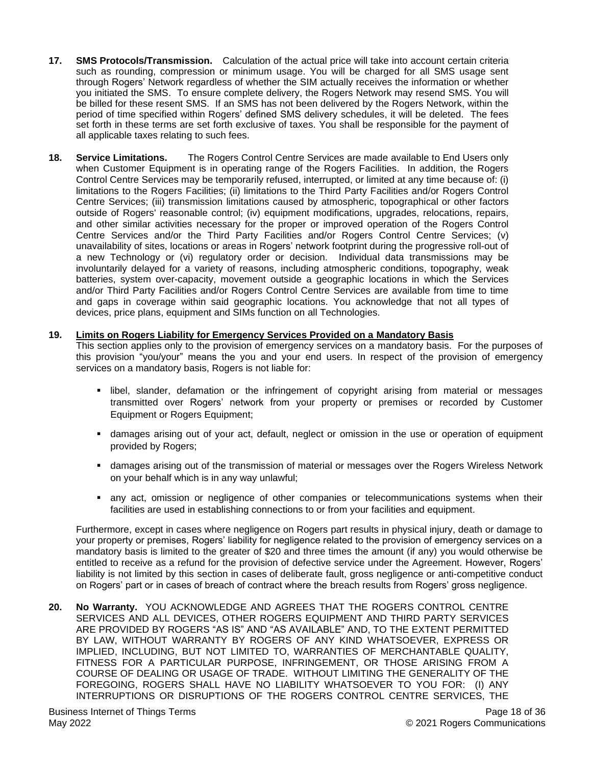**17. SMS Protocols/Transmission.** Calculation of the actual price will take into account certain criteria such as rounding, compression or minimum usage. You will be charged for all SMS usage sent through Rogers' Network regardless of whether the SIM actually receives the information or whether you initiated the SMS. To ensure complete delivery, the Rogers Network may resend SMS. You will be billed for these resent SMS. If an SMS has not been delivered by the Rogers Network, within the period of time specified within Rogers' defined SMS delivery schedules, it will be deleted. The fees set forth in these terms are set forth exclusive of taxes. You shall be responsible for the payment of all applicable taxes relating to such fees.

**18. Service Limitations.** The Rogers Control Centre Services are made available to End Users only when Customer Equipment is in operating range of the Rogers Facilities. In addition, the Rogers Control Centre Services may be temporarily refused, interrupted, or limited at any time because of: (i) limitations to the Rogers Facilities; (ii) limitations to the Third Party Facilities and/or Rogers Control Centre Services; (iii) transmission limitations caused by atmospheric, topographical or other factors outside of Rogers' reasonable control; (iv) equipment modifications, upgrades, relocations, repairs, and other similar activities necessary for the proper or improved operation of the Rogers Control Centre Services and/or the Third Party Facilities and/or Rogers Control Centre Services; (v) unavailability of sites, locations or areas in Rogers' network footprint during the progressive roll-out of a new Technology or (vi) regulatory order or decision. Individual data transmissions may be involuntarily delayed for a variety of reasons, including atmospheric conditions, topography, weak batteries, system over-capacity, movement outside a geographic locations in which the Services and/or Third Party Facilities and/or Rogers Control Centre Services are available from time to time and gaps in coverage within said geographic locations. You acknowledge that not all types of devices, price plans, equipment and SIMs function on all Technologies.

**19. <u>Limits on Rogers Liability for Emergency Services Provided on a Mandatory Basis</u>**

This section applies only to the provision of emergency services on a mandatory basis. For the purposes of this provision "you/your" means the you and your end users. In respect of the provision of emergency services on a mandatory basis, Rogers is not liable for:

- libel, slander, defamation or the infringement of copyright arising from material or messages transmitted over Rogers' network from your property or premises or recorded by Customer Equipment or Rogers Equipment;
- damages arising out of your act, default, neglect or omission in the use or operation of equipment provided by Rogers;
- damages arising out of the transmission of material or messages over the Rogers Wireless Network on your behalf which is in any way unlawful;
- any act, omission or negligence of other companies or telecommunications systems when their facilities are used in establishing connections to or from your facilities and equipment.

Furthermore, except in cases where negligence on Rogers part results in physical injury, death or damage to your property or premises, Rogers' liability for negligence related to the provision of emergency services on a mandatory basis is limited to the greater of $20 and three times the amount (if any) you would otherwise be entitled to receive as a refund for the provision of defective service under the Agreement. However, Rogers' liability is not limited by this section in cases of deliberate fault, gross negligence or anti-competitive conduct on Rogers' part or in cases of breach of contract where the breach results from Rogers' gross negligence.

**20. No Warranty.** YOU ACKNOWLEDGE AND AGREES THAT THE ROGERS CONTROL CENTRE SERVICES AND ALL DEVICES, OTHER ROGERS EQUIPMENT AND THIRD PARTY SERVICES ARE PROVIDED BY ROGERS "AS IS" AND "AS AVAILABLE" AND, TO THE EXTENT PERMITTED BY LAW, WITHOUT WARRANTY BY ROGERS OF ANY KIND WHATSOEVER, EXPRESS OR IMPLIED, INCLUDING, BUT NOT LIMITED TO, WARRANTIES OF MERCHANTABLE QUALITY, FITNESS FOR A PARTICULAR PURPOSE, INFRINGEMENT, OR THOSE ARISING FROM A COURSE OF DEALING OR USAGE OF TRADE. WITHOUT LIMITING THE GENERALITY OF THE FOREGOING, ROGERS SHALL HAVE NO LIABILITY WHATSOEVER TO YOU FOR: (I) ANY INTERRUPTIONS OR DISRUPTIONS OF THE ROGERS CONTROL CENTRE SERVICES, THE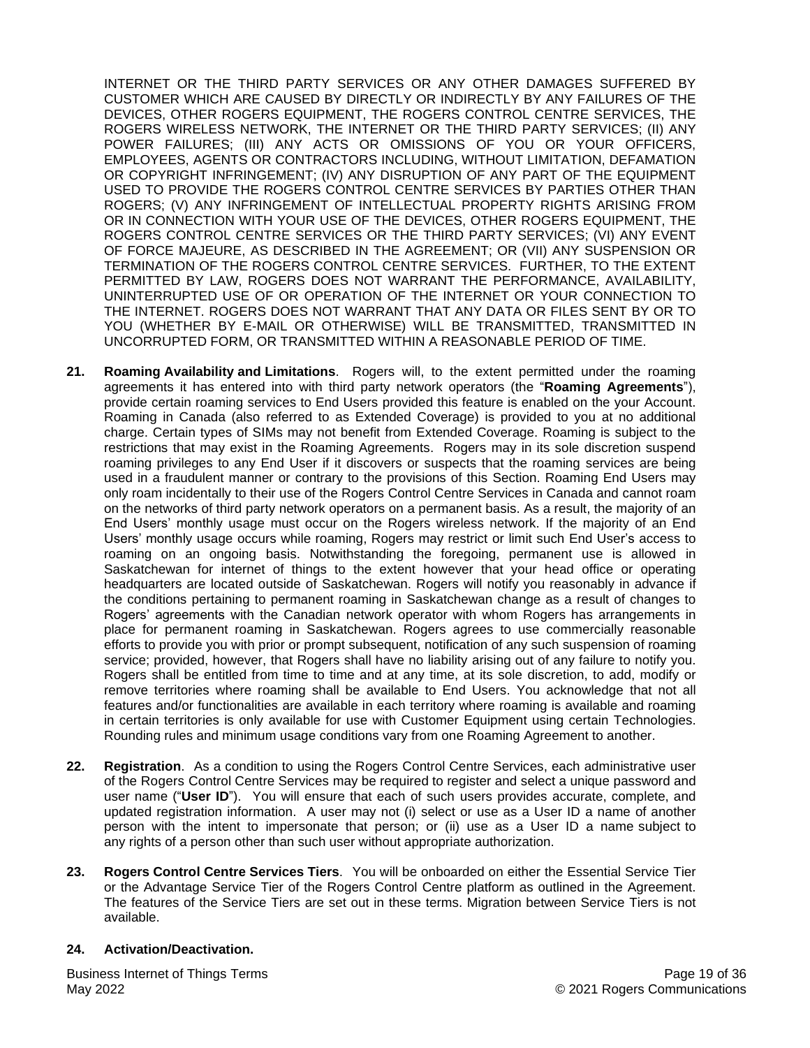INTERNET OR THE THIRD PARTY SERVICES OR ANY OTHER DAMAGES SUFFERED BY CUSTOMER WHICH ARE CAUSED BY DIRECTLY OR INDIRECTLY BY ANY FAILURES OF THE DEVICES, OTHER ROGERS EQUIPMENT, THE ROGERS CONTROL CENTRE SERVICES, THE ROGERS WIRELESS NETWORK, THE INTERNET OR THE THIRD PARTY SERVICES; (II) ANY POWER FAILURES; (III) ANY ACTS OR OMISSIONS OF YOU OR YOUR OFFICERS, EMPLOYEES, AGENTS OR CONTRACTORS INCLUDING, WITHOUT LIMITATION, DEFAMATION OR COPYRIGHT INFRINGEMENT; (IV) ANY DISRUPTION OF ANY PART OF THE EQUIPMENT USED TO PROVIDE THE ROGERS CONTROL CENTRE SERVICES BY PARTIES OTHER THAN ROGERS; (V) ANY INFRINGEMENT OF INTELLECTUAL PROPERTY RIGHTS ARISING FROM OR IN CONNECTION WITH YOUR USE OF THE DEVICES, OTHER ROGERS EQUIPMENT, THE ROGERS CONTROL CENTRE SERVICES OR THE THIRD PARTY SERVICES; (VI) ANY EVENT OF FORCE MAJEURE, AS DESCRIBED IN THE AGREEMENT; OR (VII) ANY SUSPENSION OR TERMINATION OF THE ROGERS CONTROL CENTRE SERVICES. FURTHER, TO THE EXTENT PERMITTED BY LAW, ROGERS DOES NOT WARRANT THE PERFORMANCE, AVAILABILITY, UNINTERRUPTED USE OF OR OPERATION OF THE INTERNET OR YOUR CONNECTION TO THE INTERNET. ROGERS DOES NOT WARRANT THAT ANY DATA OR FILES SENT BY OR TO YOU (WHETHER BY E-MAIL OR OTHERWISE) WILL BE TRANSMITTED, TRANSMITTED IN UNCORRUPTED FORM, OR TRANSMITTED WITHIN A REASONABLE PERIOD OF TIME.

**21. Roaming Availability and Limitations**. Rogers will, to the extent permitted under the roaming agreements it has entered into with third party network operators (the "**Roaming Agreements**"), provide certain roaming services to End Users provided this feature is enabled on the your Account. Roaming in Canada (also referred to as Extended Coverage) is provided to you at no additional charge. Certain types of SIMs may not benefit from Extended Coverage. Roaming is subject to the restrictions that may exist in the Roaming Agreements. Rogers may in its sole discretion suspend roaming privileges to any End User if it discovers or suspects that the roaming services are being used in a fraudulent manner or contrary to the provisions of this Section. Roaming End Users may only roam incidentally to their use of the Rogers Control Centre Services in Canada and cannot roam on the networks of third party network operators on a permanent basis. As a result, the majority of an End Users' monthly usage must occur on the Rogers wireless network. If the majority of an End Users' monthly usage occurs while roaming, Rogers may restrict or limit such End User's access to roaming on an ongoing basis. Notwithstanding the foregoing, permanent use is allowed in Saskatchewan for internet of things to the extent however that your head office or operating headquarters are located outside of Saskatchewan. Rogers will notify you reasonably in advance if the conditions pertaining to permanent roaming in Saskatchewan change as a result of changes to Rogers' agreements with the Canadian network operator with whom Rogers has arrangements in place for permanent roaming in Saskatchewan. Rogers agrees to use commercially reasonable efforts to provide you with prior or prompt subsequent, notification of any such suspension of roaming service; provided, however, that Rogers shall have no liability arising out of any failure to notify you. Rogers shall be entitled from time to time and at any time, at its sole discretion, to add, modify or remove territories where roaming shall be available to End Users. You acknowledge that not all features and/or functionalities are available in each territory where roaming is available and roaming in certain territories is only available for use with Customer Equipment using certain Technologies. Rounding rules and minimum usage conditions vary from one Roaming Agreement to another.

**22. Registration**. As a condition to using the Rogers Control Centre Services, each administrative user of the Rogers Control Centre Services may be required to register and select a unique password and user name ("**User ID**"). You will ensure that each of such users provides accurate, complete, and updated registration information. A user may not (i) select or use as a User ID a name of another person with the intent to impersonate that person; or (ii) use as a User ID a name subject to any rights of a person other than such user without appropriate authorization.

**23. Rogers Control Centre Services Tiers**. You will be onboarded on either the Essential Service Tier or the Advantage Service Tier of the Rogers Control Centre platform as outlined in the Agreement. The features of the Service Tiers are set out in these terms. Migration between Service Tiers is not available.

**24. Activation/Deactivation.**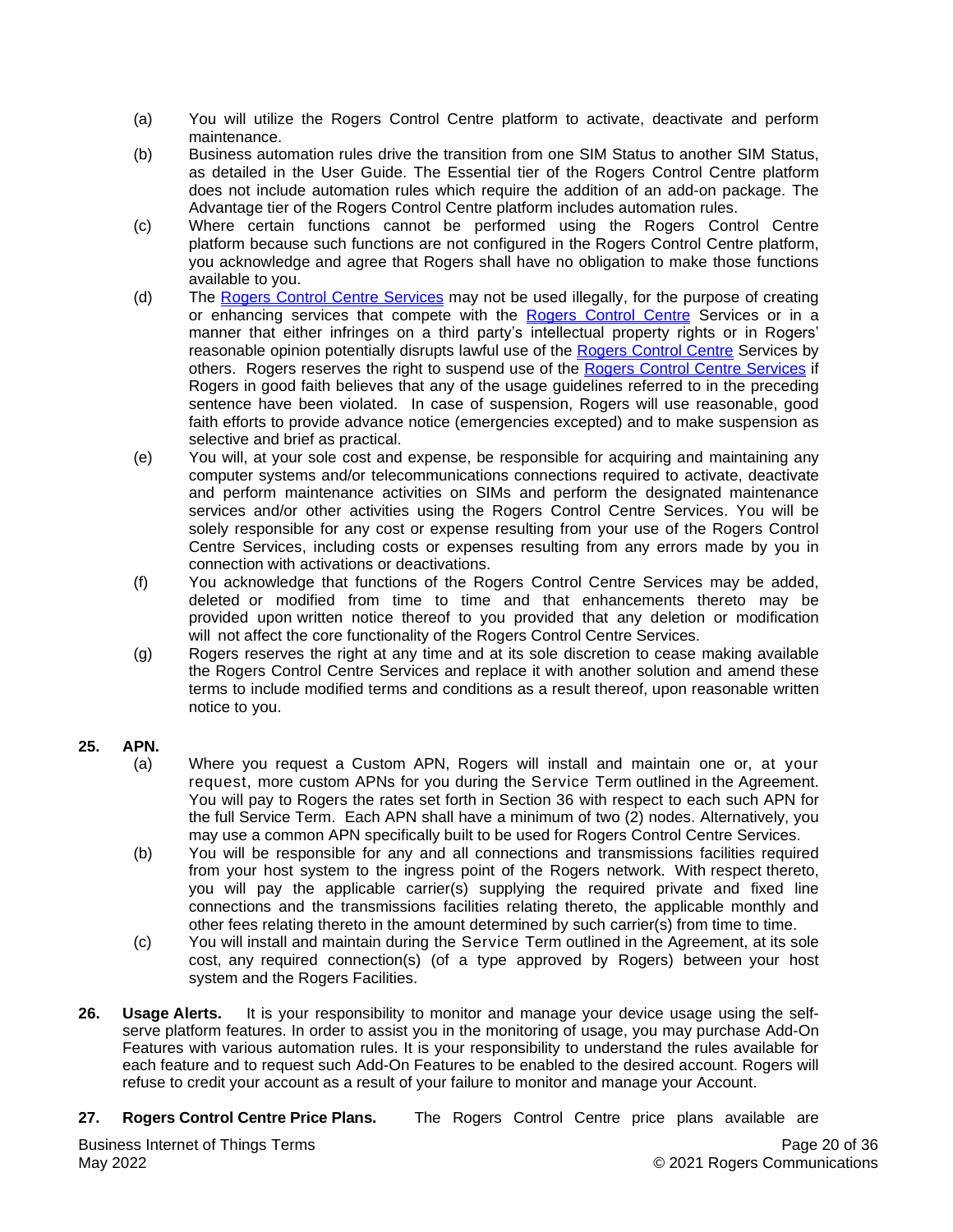(a) You will utilize the Rogers Control Centre platform to activate, deactivate and perform maintenance.

(b) Business automation rules drive the transition from one SIM Status to another SIM Status, as detailed in the User Guide. The Essential tier of the Rogers Control Centre platform does not include automation rules which require the addition of an add-on package. The Advantage tier of the Rogers Control Centre platform includes automation rules.

(c) Where certain functions cannot be performed using the Rogers Control Centre platform because such functions are not configured in the Rogers Control Centre platform, you acknowledge and agree that Rogers shall have no obligation to make those functions available to you.

(d) The Rogers Control Centre Services may not be used illegally, for the purpose of creating or enhancing services that compete with the Rogers Control Centre Services or in a manner that either infringes on a third party's intellectual property rights or in Rogers' reasonable opinion potentially disrupts lawful use of the Rogers Control Centre Services by others. Rogers reserves the right to suspend use of the Rogers Control Centre Services if Rogers in good faith believes that any of the usage guidelines referred to in the preceding sentence have been violated. In case of suspension, Rogers will use reasonable, good faith efforts to provide advance notice (emergencies excepted) and to make suspension as selective and brief as practical.

(e) You will, at your sole cost and expense, be responsible for acquiring and maintaining any computer systems and/or telecommunications connections required to activate, deactivate and perform maintenance activities on SIMs and perform the designated maintenance services and/or other activities using the Rogers Control Centre Services. You will be solely responsible for any cost or expense resulting from your use of the Rogers Control Centre Services, including costs or expenses resulting from any errors made by you in connection with activations or deactivations.

(f) You acknowledge that functions of the Rogers Control Centre Services may be added, deleted or modified from time to time and that enhancements thereto may be provided upon written notice thereof to you provided that any deletion or modification will not affect the core functionality of the Rogers Control Centre Services.

(g) Rogers reserves the right at any time and at its sole discretion to cease making available the Rogers Control Centre Services and replace it with another solution and amend these terms to include modified terms and conditions as a result thereof, upon reasonable written notice to you.

**25. APN.**

(a) Where you request a Custom APN, Rogers will install and maintain one or, at your request, more custom APNs for you during the Service Term outlined in the Agreement. You will pay to Rogers the rates set forth in Section 36 with respect to each such APN for the full Service Term. Each APN shall have a minimum of two (2) nodes. Alternatively, you may use a common APN specifically built to be used for Rogers Control Centre Services.

(b) You will be responsible for any and all connections and transmissions facilities required from your host system to the ingress point of the Rogers network. With respect thereto, you will pay the applicable carrier(s) supplying the required private and fixed line connections and the transmissions facilities relating thereto, the applicable monthly and other fees relating thereto in the amount determined by such carrier(s) from time to time.

(c) You will install and maintain during the Service Term outlined in the Agreement, at its sole cost, any required connection(s) (of a type approved by Rogers) between your host system and the Rogers Facilities.

**26. Usage Alerts.** It is your responsibility to monitor and manage your device usage using the self-serve platform features. In order to assist you in the monitoring of usage, you may purchase Add-On Features with various automation rules. It is your responsibility to understand the rules available for each feature and to request such Add-On Features to be enabled to the desired account. Rogers will refuse to credit your account as a result of your failure to monitor and manage your Account.

**27. Rogers Control Centre Price Plans.** The Rogers Control Centre price plans available are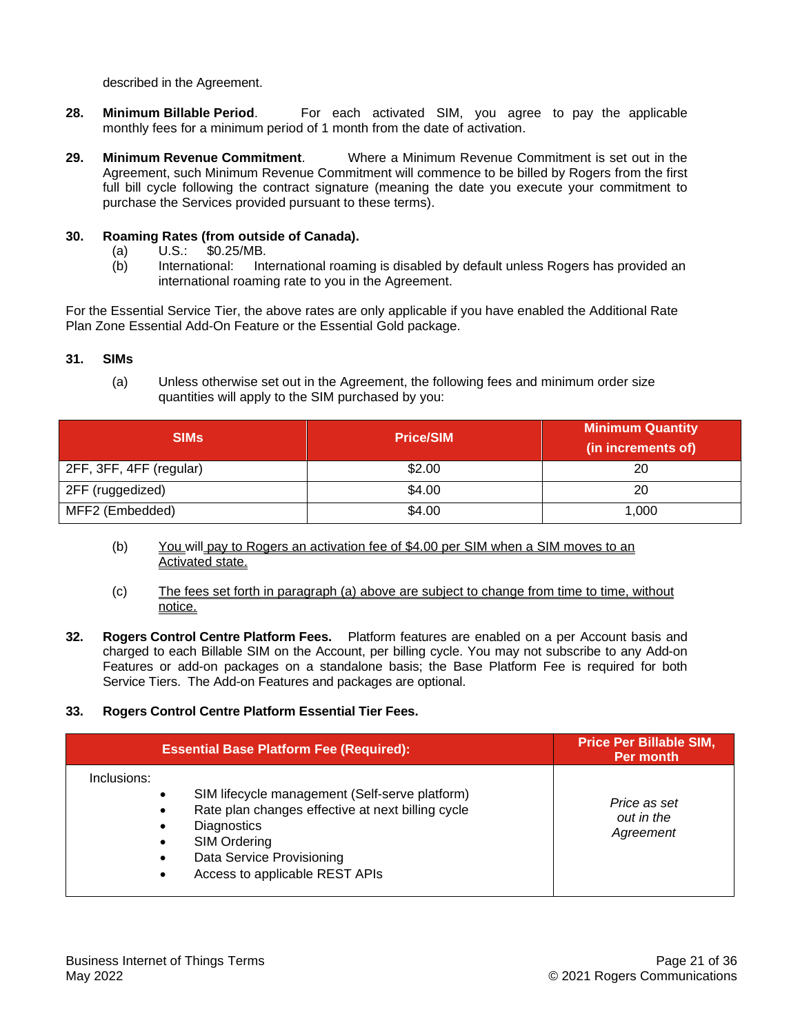described in the Agreement.

28. **Minimum Billable Period**. For each activated SIM, you agree to pay the applicable monthly fees for a minimum period of 1 month from the date of activation.

29. **Minimum Revenue Commitment**. Where a Minimum Revenue Commitment is set out in the Agreement, such Minimum Revenue Commitment will commence to be billed by Rogers from the first full bill cycle following the contract signature (meaning the date you execute your commitment to purchase the Services provided pursuant to these terms).

30. **Roaming Rates (from outside of Canada).**
    (a) U.S.: $0.25/MB.
    (b) International: International roaming is disabled by default unless Rogers has provided an international roaming rate to you in the Agreement.

For the Essential Service Tier, the above rates are only applicable if you have enabled the Additional Rate Plan Zone Essential Add-On Feature or the Essential Gold package.

31. **SIMs**

    (a) Unless otherwise set out in the Agreement, the following fees and minimum order size quantities will apply to the SIM purchased by you:

| SIMs | Price/SIM | Minimum Quantity (in increments of) |
|---|---|---|
| 2FF, 3FF, 4FF (regular) | $2.00 | 20 |
| 2FF (ruggedized) | $4.00 | 20 |
| MFF2 (Embedded) | $4.00 | 1,000 |

    (b) You will pay to Rogers an activation fee of $4.00 per SIM when a SIM moves to an Activated state.

    (c) The fees set forth in paragraph (a) above are subject to change from time to time, without notice.

32. **Rogers Control Centre Platform Fees.** Platform features are enabled on a per Account basis and charged to each Billable SIM on the Account, per billing cycle. You may not subscribe to any Add-on Features or add-on packages on a standalone basis; the Base Platform Fee is required for both Service Tiers. The Add-on Features and packages are optional.

33. **Rogers Control Centre Platform Essential Tier Fees.**

| Essential Base Platform Fee (Required): | Price Per Billable SIM, Per month |
|---|---|
| Inclusions:<br>• SIM lifecycle management (Self-serve platform)<br>• Rate plan changes effective at next billing cycle<br>• Diagnostics<br>• SIM Ordering<br>• Data Service Provisioning<br>• Access to applicable REST APIs | *Price as set out in the Agreement* |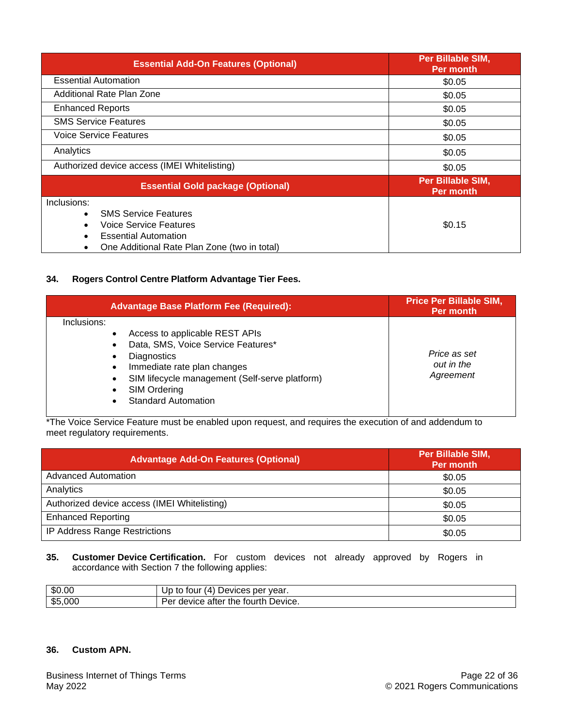| Essential Add-On Features (Optional) | Per Billable SIM, Per month |
|---|---|
| Essential Automation | $0.05 |
| Additional Rate Plan Zone | $0.05 |
| Enhanced Reports | $0.05 |
| SMS Service Features | $0.05 |
| Voice Service Features | $0.05 |
| Analytics | $0.05 |
| Authorized device access (IMEI Whitelisting) | $0.05 |
| **Essential Gold package (Optional)** | **Per Billable SIM, Per month** |
| Inclusions:<br>• SMS Service Features<br>• Voice Service Features<br>• Essential Automation<br>• One Additional Rate Plan Zone (two in total) | $0.15 |

**34. Rogers Control Centre Platform Advantage Tier Fees.**

| Advantage Base Platform Fee (Required): | Price Per Billable SIM, Per month |
|---|---|
| Inclusions:<br>• Access to applicable REST APIs<br>• Data, SMS, Voice Service Features*<br>• Diagnostics<br>• Immediate rate plan changes<br>• SIM lifecycle management (Self-serve platform)<br>• SIM Ordering<br>• Standard Automation | *Price as set out in the Agreement* |

*The Voice Service Feature must be enabled upon request, and requires the execution of and addendum to meet regulatory requirements.

| Advantage Add-On Features (Optional) | Per Billable SIM, Per month |
|---|---|
| Advanced Automation | $0.05 |
| Analytics | $0.05 |
| Authorized device access (IMEI Whitelisting) | $0.05 |
| Enhanced Reporting | $0.05 |
| IP Address Range Restrictions | $0.05 |

**35. Customer Device Certification.** For custom devices not already approved by Rogers in accordance with Section 7 the following applies:

| | |
|---|---|
| $0.00 | Up to four (4) Devices per year. |
| $5,000 | Per device after the fourth Device. |

**36. Custom APN.**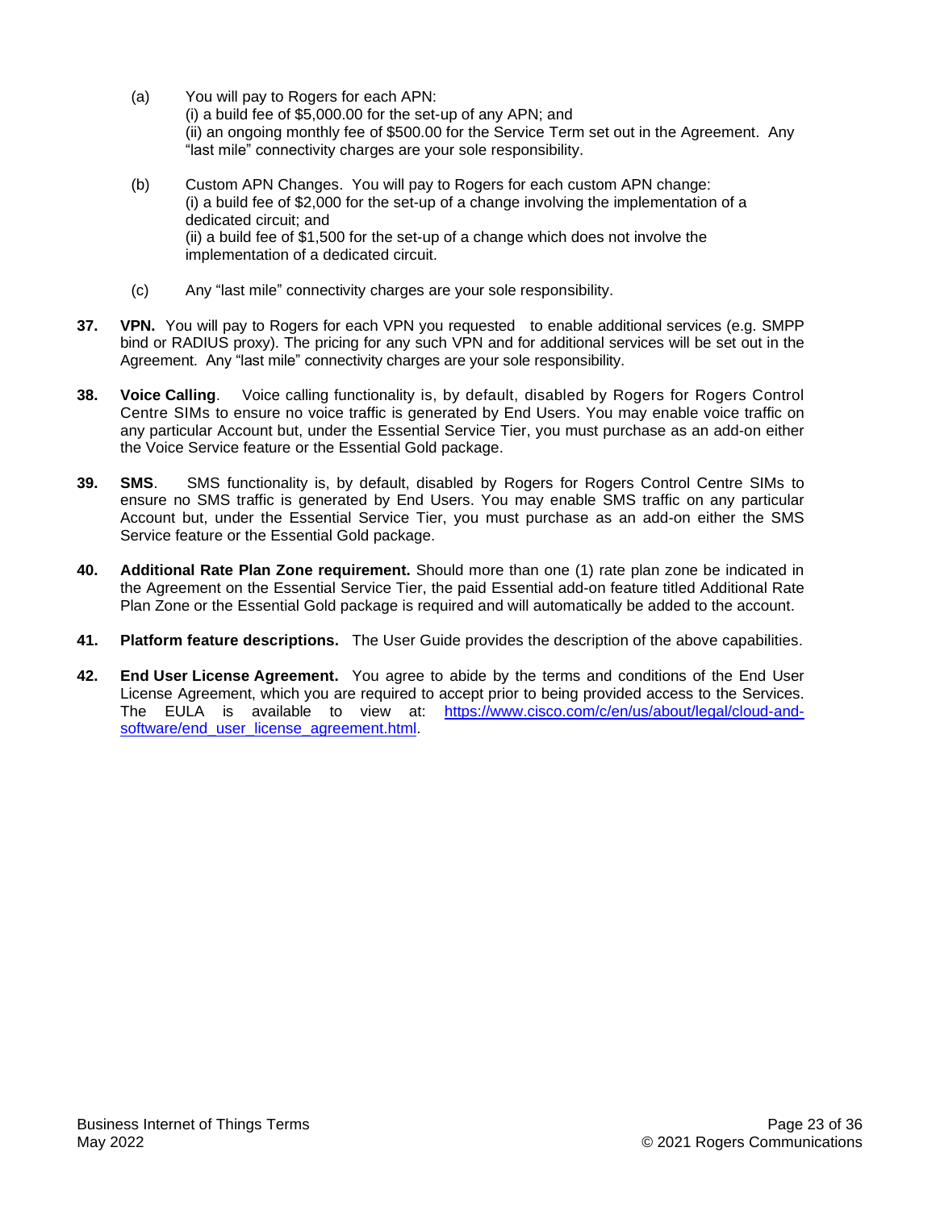(a) You will pay to Rogers for each APN:
(i) a build fee of $5,000.00 for the set-up of any APN; and
(ii) an ongoing monthly fee of $500.00 for the Service Term set out in the Agreement. Any "last mile" connectivity charges are your sole responsibility.

(b) Custom APN Changes. You will pay to Rogers for each custom APN change:
(i) a build fee of $2,000 for the set-up of a change involving the implementation of a dedicated circuit; and
(ii) a build fee of $1,500 for the set-up of a change which does not involve the implementation of a dedicated circuit.

(c) Any "last mile" connectivity charges are your sole responsibility.

**37. VPN.** You will pay to Rogers for each VPN you requested to enable additional services (e.g. SMPP bind or RADIUS proxy). The pricing for any such VPN and for additional services will be set out in the Agreement. Any "last mile" connectivity charges are your sole responsibility.

**38. Voice Calling**. Voice calling functionality is, by default, disabled by Rogers for Rogers Control Centre SIMs to ensure no voice traffic is generated by End Users. You may enable voice traffic on any particular Account but, under the Essential Service Tier, you must purchase as an add-on either the Voice Service feature or the Essential Gold package.

**39. SMS**. SMS functionality is, by default, disabled by Rogers for Rogers Control Centre SIMs to ensure no SMS traffic is generated by End Users. You may enable SMS traffic on any particular Account but, under the Essential Service Tier, you must purchase as an add-on either the SMS Service feature or the Essential Gold package.

**40. Additional Rate Plan Zone requirement.** Should more than one (1) rate plan zone be indicated in the Agreement on the Essential Service Tier, the paid Essential add-on feature titled Additional Rate Plan Zone or the Essential Gold package is required and will automatically be added to the account.

**41. Platform feature descriptions.** The User Guide provides the description of the above capabilities.

**42. End User License Agreement.** You agree to abide by the terms and conditions of the End User License Agreement, which you are required to accept prior to being provided access to the Services. The EULA is available to view at: https://www.cisco.com/c/en/us/about/legal/cloud-and-software/end_user_license_agreement.html.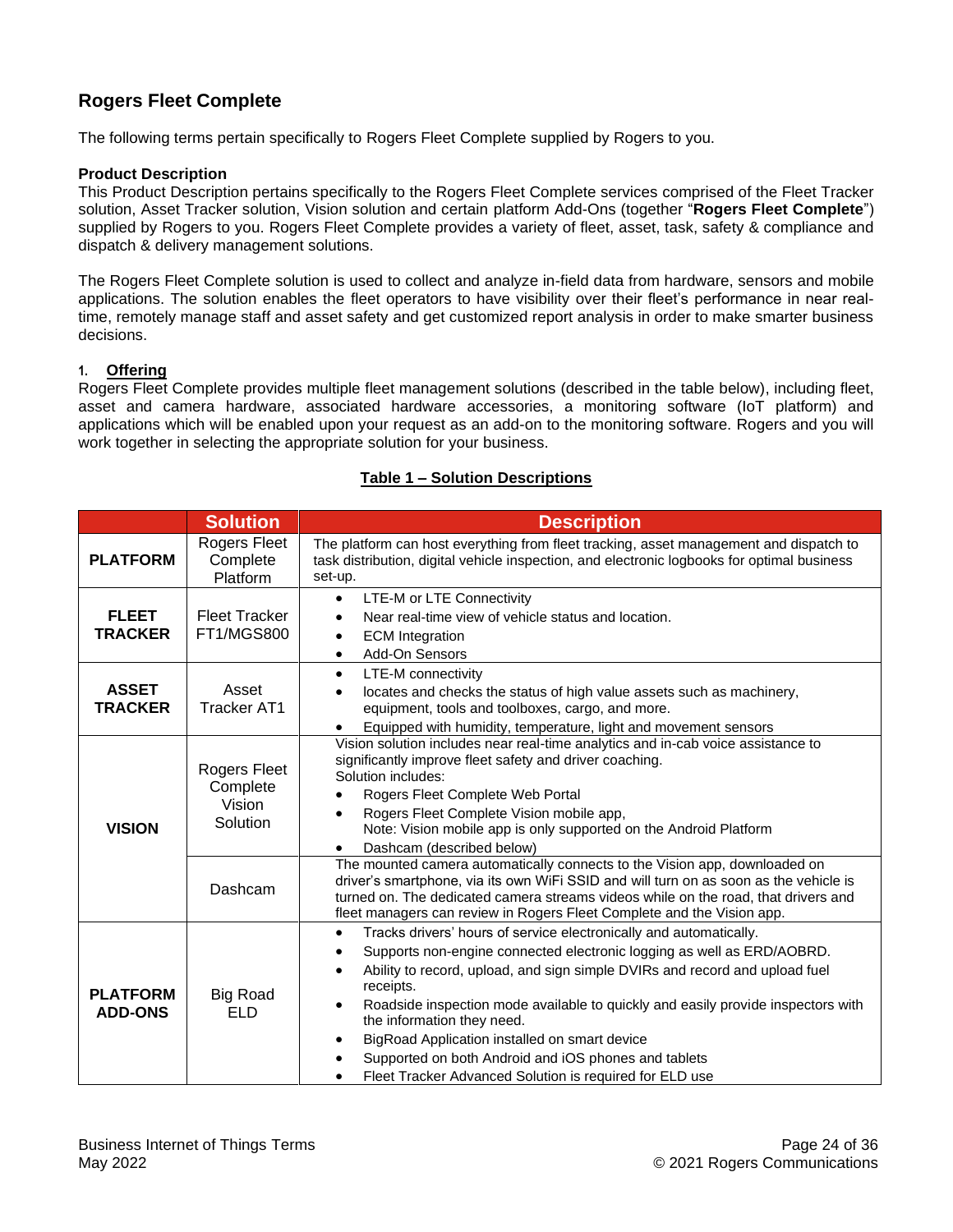## Rogers Fleet Complete

The following terms pertain specifically to Rogers Fleet Complete supplied by Rogers to you.

**Product Description**

This Product Description pertains specifically to the Rogers Fleet Complete services comprised of the Fleet Tracker solution, Asset Tracker solution, Vision solution and certain platform Add-Ons (together "**Rogers Fleet Complete**") supplied by Rogers to you. Rogers Fleet Complete provides a variety of fleet, asset, task, safety & compliance and dispatch & delivery management solutions.

The Rogers Fleet Complete solution is used to collect and analyze in-field data from hardware, sensors and mobile applications. The solution enables the fleet operators to have visibility over their fleet's performance in near real-time, remotely manage staff and asset safety and get customized report analysis in order to make smarter business decisions.

1. **Offering**

Rogers Fleet Complete provides multiple fleet management solutions (described in the table below), including fleet, asset and camera hardware, associated hardware accessories, a monitoring software (IoT platform) and applications which will be enabled upon your request as an add-on to the monitoring software. Rogers and you will work together in selecting the appropriate solution for your business.

**Table 1 – Solution Descriptions**

| | Solution | Description |
|---|---|---|
| **PLATFORM** | Rogers Fleet Complete Platform | The platform can host everything from fleet tracking, asset management and dispatch to task distribution, digital vehicle inspection, and electronic logbooks for optimal business set-up. |
| **FLEET TRACKER** | Fleet Tracker FT1/MGS800 | • LTE-M or LTE Connectivity<br>• Near real-time view of vehicle status and location.<br>• ECM Integration<br>• Add-On Sensors |
| **ASSET TRACKER** | Asset Tracker AT1 | • LTE-M connectivity<br>• locates and checks the status of high value assets such as machinery, equipment, tools and toolboxes, cargo, and more.<br>• Equipped with humidity, temperature, light and movement sensors |
| **VISION** | Rogers Fleet Complete Vision Solution | Vision solution includes near real-time analytics and in-cab voice assistance to significantly improve fleet safety and driver coaching.<br>Solution includes:<br>• Rogers Fleet Complete Web Portal<br>• Rogers Fleet Complete Vision mobile app,<br>Note: Vision mobile app is only supported on the Android Platform<br>• Dashcam (described below) |
| | Dashcam | The mounted camera automatically connects to the Vision app, downloaded on driver's smartphone, via its own WiFi SSID and will turn on as soon as the vehicle is turned on. The dedicated camera streams videos while on the road, that drivers and fleet managers can review in Rogers Fleet Complete and the Vision app. |
| **PLATFORM ADD-ONS** | Big Road ELD | • Tracks drivers' hours of service electronically and automatically.<br>• Supports non-engine connected electronic logging as well as ERD/AOBRD.<br>• Ability to record, upload, and sign simple DVIRs and record and upload fuel receipts.<br>• Roadside inspection mode available to quickly and easily provide inspectors with the information they need.<br>• BigRoad Application installed on smart device<br>• Supported on both Android and iOS phones and tablets<br>• Fleet Tracker Advanced Solution is required for ELD use |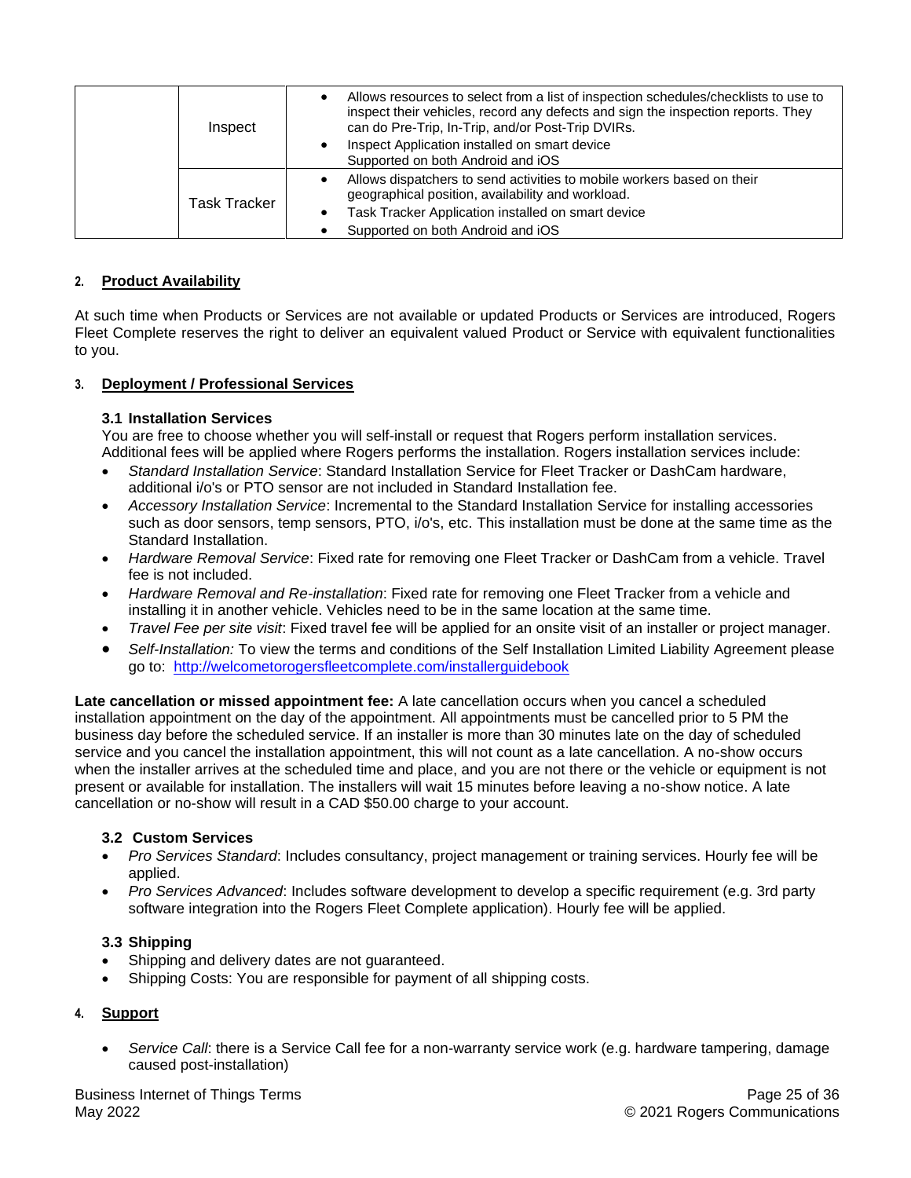| | | |
|---|---|---|
| | Inspect | • Allows resources to select from a list of inspection schedules/checklists to use to inspect their vehicles, record any defects and sign the inspection reports. They can do Pre-Trip, In-Trip, and/or Post-Trip DVIRs.<br>• Inspect Application installed on smart device Supported on both Android and iOS |
| | Task Tracker | • Allows dispatchers to send activities to mobile workers based on their geographical position, availability and workload.<br>• Task Tracker Application installed on smart device<br>• Supported on both Android and iOS |

## 2. Product Availability

At such time when Products or Services are not available or updated Products or Services are introduced, Rogers Fleet Complete reserves the right to deliver an equivalent valued Product or Service with equivalent functionalities to you.

## 3. Deployment / Professional Services

### 3.1 Installation Services

You are free to choose whether you will self-install or request that Rogers perform installation services. Additional fees will be applied where Rogers performs the installation. Rogers installation services include:

- *Standard Installation Service*: Standard Installation Service for Fleet Tracker or DashCam hardware, additional i/o's or PTO sensor are not included in Standard Installation fee.
- *Accessory Installation Service*: Incremental to the Standard Installation Service for installing accessories such as door sensors, temp sensors, PTO, i/o's, etc. This installation must be done at the same time as the Standard Installation.
- *Hardware Removal Service*: Fixed rate for removing one Fleet Tracker or DashCam from a vehicle. Travel fee is not included.
- *Hardware Removal and Re-installation*: Fixed rate for removing one Fleet Tracker from a vehicle and installing it in another vehicle. Vehicles need to be in the same location at the same time.
- *Travel Fee per site visit*: Fixed travel fee will be applied for an onsite visit of an installer or project manager.
- *Self-Installation:* To view the terms and conditions of the Self Installation Limited Liability Agreement please go to: [http://welcometorogersfleetcomplete.com/installerguidebook](http://welcometorogersfleetcomplete.com/installerguidebook)

**Late cancellation or missed appointment fee:** A late cancellation occurs when you cancel a scheduled installation appointment on the day of the appointment. All appointments must be cancelled prior to 5 PM the business day before the scheduled service. If an installer is more than 30 minutes late on the day of scheduled service and you cancel the installation appointment, this will not count as a late cancellation. A no-show occurs when the installer arrives at the scheduled time and place, and you are not there or the vehicle or equipment is not present or available for installation. The installers will wait 15 minutes before leaving a no-show notice. A late cancellation or no-show will result in a CAD $50.00 charge to your account.

### 3.2 Custom Services

- *Pro Services Standard*: Includes consultancy, project management or training services. Hourly fee will be applied.
- *Pro Services Advanced*: Includes software development to develop a specific requirement (e.g. 3rd party software integration into the Rogers Fleet Complete application). Hourly fee will be applied.

### 3.3 Shipping

- Shipping and delivery dates are not guaranteed.
- Shipping Costs: You are responsible for payment of all shipping costs.

## 4. Support

- *Service Call*: there is a Service Call fee for a non-warranty service work (e.g. hardware tampering, damage caused post-installation)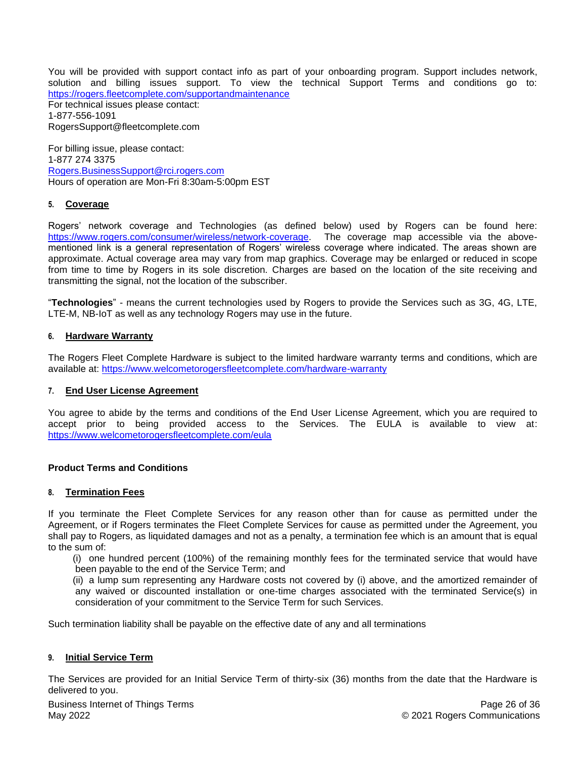You will be provided with support contact info as part of your onboarding program. Support includes network, solution and billing issues support. To view the technical Support Terms and conditions go to: https://rogers.fleetcomplete.com/supportandmaintenance

For technical issues please contact:
1-877-556-1091
RogersSupport@fleetcomplete.com

For billing issue, please contact:
1-877 274 3375
Rogers.BusinessSupport@rci.rogers.com
Hours of operation are Mon-Fri 8:30am-5:00pm EST

### 5. Coverage

Rogers' network coverage and Technologies (as defined below) used by Rogers can be found here: https://www.rogers.com/consumer/wireless/network-coverage. The coverage map accessible via the above-mentioned link is a general representation of Rogers' wireless coverage where indicated. The areas shown are approximate. Actual coverage area may vary from map graphics. Coverage may be enlarged or reduced in scope from time to time by Rogers in its sole discretion. Charges are based on the location of the site receiving and transmitting the signal, not the location of the subscriber.

"**Technologies**" - means the current technologies used by Rogers to provide the Services such as 3G, 4G, LTE, LTE-M, NB-IoT as well as any technology Rogers may use in the future.

### 6. Hardware Warranty

The Rogers Fleet Complete Hardware is subject to the limited hardware warranty terms and conditions, which are available at: https://www.welcometorogersfleetcomplete.com/hardware-warranty

### 7. End User License Agreement

You agree to abide by the terms and conditions of the End User License Agreement, which you are required to accept prior to being provided access to the Services. The EULA is available to view at: https://www.welcometorogersfleetcomplete.com/eula

**Product Terms and Conditions**

### 8. Termination Fees

If you terminate the Fleet Complete Services for any reason other than for cause as permitted under the Agreement, or if Rogers terminates the Fleet Complete Services for cause as permitted under the Agreement, you shall pay to Rogers, as liquidated damages and not as a penalty, a termination fee which is an amount that is equal to the sum of:

(i) one hundred percent (100%) of the remaining monthly fees for the terminated service that would have been payable to the end of the Service Term; and

(ii) a lump sum representing any Hardware costs not covered by (i) above, and the amortized remainder of any waived or discounted installation or one-time charges associated with the terminated Service(s) in consideration of your commitment to the Service Term for such Services.

Such termination liability shall be payable on the effective date of any and all terminations

### 9. Initial Service Term

The Services are provided for an Initial Service Term of thirty-six (36) months from the date that the Hardware is delivered to you.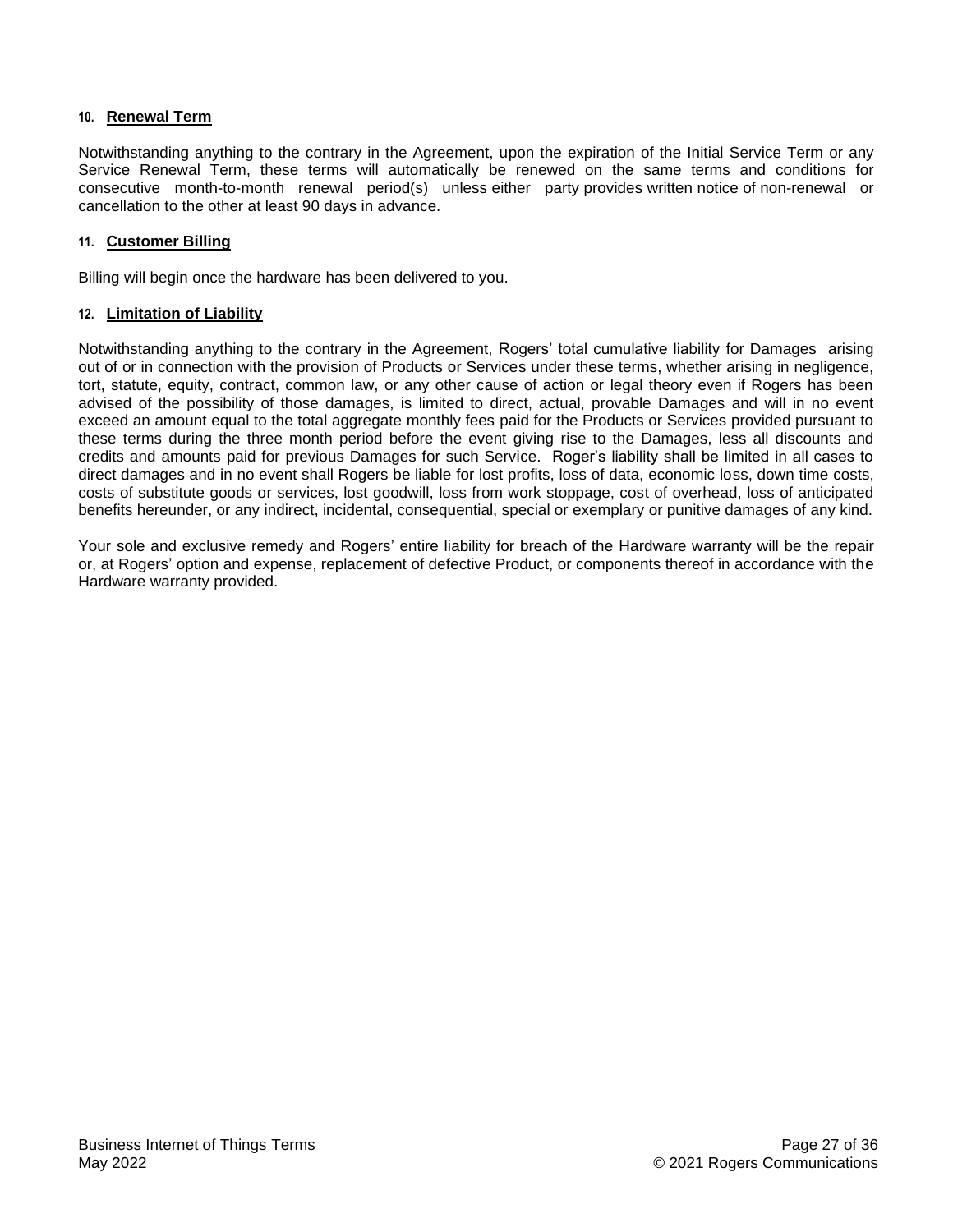## 10. Renewal Term

Notwithstanding anything to the contrary in the Agreement, upon the expiration of the Initial Service Term or any Service Renewal Term, these terms will automatically be renewed on the same terms and conditions for consecutive month-to-month renewal period(s) unless either party provides written notice of non-renewal or cancellation to the other at least 90 days in advance.

## 11. Customer Billing

Billing will begin once the hardware has been delivered to you.

## 12. Limitation of Liability

Notwithstanding anything to the contrary in the Agreement, Rogers' total cumulative liability for Damages arising out of or in connection with the provision of Products or Services under these terms, whether arising in negligence, tort, statute, equity, contract, common law, or any other cause of action or legal theory even if Rogers has been advised of the possibility of those damages, is limited to direct, actual, provable Damages and will in no event exceed an amount equal to the total aggregate monthly fees paid for the Products or Services provided pursuant to these terms during the three month period before the event giving rise to the Damages, less all discounts and credits and amounts paid for previous Damages for such Service. Roger's liability shall be limited in all cases to direct damages and in no event shall Rogers be liable for lost profits, loss of data, economic loss, down time costs, costs of substitute goods or services, lost goodwill, loss from work stoppage, cost of overhead, loss of anticipated benefits hereunder, or any indirect, incidental, consequential, special or exemplary or punitive damages of any kind.

Your sole and exclusive remedy and Rogers' entire liability for breach of the Hardware warranty will be the repair or, at Rogers' option and expense, replacement of defective Product, or components thereof in accordance with the Hardware warranty provided.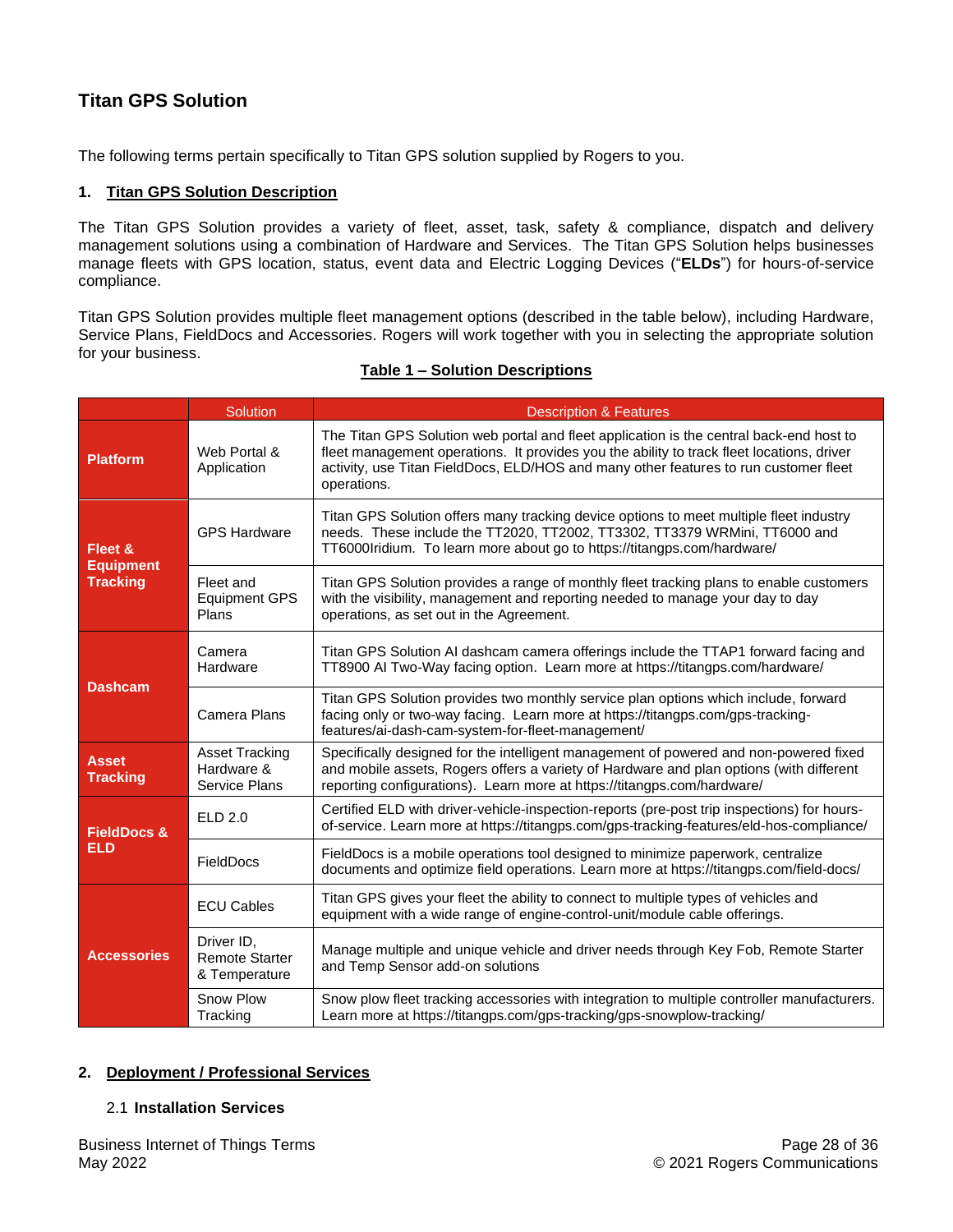## Titan GPS Solution

The following terms pertain specifically to Titan GPS solution supplied by Rogers to you.

### 1. Titan GPS Solution Description

The Titan GPS Solution provides a variety of fleet, asset, task, safety & compliance, dispatch and delivery management solutions using a combination of Hardware and Services. The Titan GPS Solution helps businesses manage fleets with GPS location, status, event data and Electric Logging Devices ("**ELDs**") for hours-of-service compliance.

Titan GPS Solution provides multiple fleet management options (described in the table below), including Hardware, Service Plans, FieldDocs and Accessories. Rogers will work together with you in selecting the appropriate solution for your business.

**Table 1 – Solution Descriptions**

| | Solution | Description & Features |
|---|---|---|
| **Platform** | Web Portal & Application | The Titan GPS Solution web portal and fleet application is the central back-end host to fleet management operations. It provides you the ability to track fleet locations, driver activity, use Titan FieldDocs, ELD/HOS and many other features to run customer fleet operations. |
| **Fleet & Equipment Tracking** | GPS Hardware | Titan GPS Solution offers many tracking device options to meet multiple fleet industry needs. These include the TT2020, TT2002, TT3302, TT3379 WRMini, TT6000 and TT6000Iridium. To learn more about go to https://titangps.com/hardware/ |
| | Fleet and Equipment GPS Plans | Titan GPS Solution provides a range of monthly fleet tracking plans to enable customers with the visibility, management and reporting needed to manage your day to day operations, as set out in the Agreement. |
| **Dashcam** | Camera Hardware | Titan GPS Solution AI dashcam camera offerings include the TTAP1 forward facing and TT8900 AI Two-Way facing option. Learn more at https://titangps.com/hardware/ |
| | Camera Plans | Titan GPS Solution provides two monthly service plan options which include, forward facing only or two-way facing. Learn more at https://titangps.com/gps-tracking-features/ai-dash-cam-system-for-fleet-management/ |
| **Asset Tracking** | Asset Tracking Hardware & Service Plans | Specifically designed for the intelligent management of powered and non-powered fixed and mobile assets, Rogers offers a variety of Hardware and plan options (with different reporting configurations). Learn more at https://titangps.com/hardware/ |
| **FieldDocs & ELD** | ELD 2.0 | Certified ELD with driver-vehicle-inspection-reports (pre-post trip inspections) for hours-of-service. Learn more at https://titangps.com/gps-tracking-features/eld-hos-compliance/ |
| | FieldDocs | FieldDocs is a mobile operations tool designed to minimize paperwork, centralize documents and optimize field operations. Learn more at https://titangps.com/field-docs/ |
| **Accessories** | ECU Cables | Titan GPS gives your fleet the ability to connect to multiple types of vehicles and equipment with a wide range of engine-control-unit/module cable offerings. |
| | Driver ID, Remote Starter & Temperature | Manage multiple and unique vehicle and driver needs through Key Fob, Remote Starter and Temp Sensor add-on solutions |
| | Snow Plow Tracking | Snow plow fleet tracking accessories with integration to multiple controller manufacturers. Learn more at https://titangps.com/gps-tracking/gps-snowplow-tracking/ |

### 2. Deployment / Professional Services

#### 2.1 Installation Services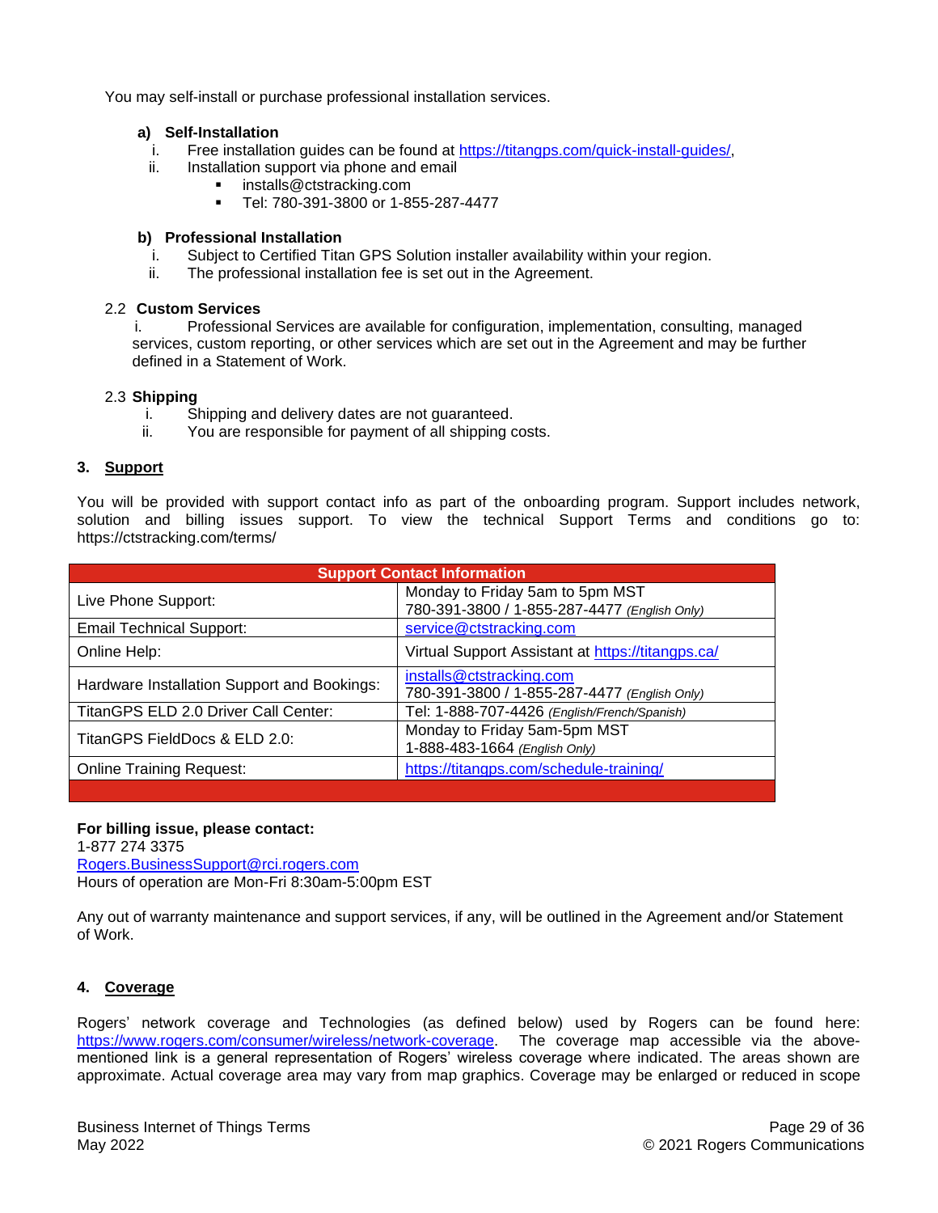You may self-install or purchase professional installation services.

**a) Self-Installation**

i. Free installation guides can be found at https://titangps.com/quick-install-guides/,

ii. Installation support via phone and email

- installs@ctstracking.com
- Tel: 780-391-3800 or 1-855-287-4477

**b) Professional Installation**

i. Subject to Certified Titan GPS Solution installer availability within your region.

ii. The professional installation fee is set out in the Agreement.

### 2.2 Custom Services

i. Professional Services are available for configuration, implementation, consulting, managed services, custom reporting, or other services which are set out in the Agreement and may be further defined in a Statement of Work.

### 2.3 Shipping

i. Shipping and delivery dates are not guaranteed.

ii. You are responsible for payment of all shipping costs.

## 3. Support

You will be provided with support contact info as part of the onboarding program. Support includes network, solution and billing issues support. To view the technical Support Terms and conditions go to: https://ctstracking.com/terms/

| Support Contact Information | |
|---|---|
| Live Phone Support: | Monday to Friday 5am to 5pm MST<br>780-391-3800 / 1-855-287-4477 *(English Only)* |
| Email Technical Support: | service@ctstracking.com |
| Online Help: | Virtual Support Assistant at https://titangps.ca/ |
| Hardware Installation Support and Bookings: | installs@ctstracking.com<br>780-391-3800 / 1-855-287-4477 *(English Only)* |
| TitanGPS ELD 2.0 Driver Call Center: | Tel: 1-888-707-4426 *(English/French/Spanish)* |
| TitanGPS FieldDocs & ELD 2.0: | Monday to Friday 5am-5pm MST<br>1-888-483-1664 *(English Only)* |
| Online Training Request: | https://titangps.com/schedule-training/ |

**For billing issue, please contact:**
1-877 274 3375
Rogers.BusinessSupport@rci.rogers.com
Hours of operation are Mon-Fri 8:30am-5:00pm EST

Any out of warranty maintenance and support services, if any, will be outlined in the Agreement and/or Statement of Work.

## 4. Coverage

Rogers' network coverage and Technologies (as defined below) used by Rogers can be found here: https://www.rogers.com/consumer/wireless/network-coverage. The coverage map accessible via the above-mentioned link is a general representation of Rogers' wireless coverage where indicated. The areas shown are approximate. Actual coverage area may vary from map graphics. Coverage may be enlarged or reduced in scope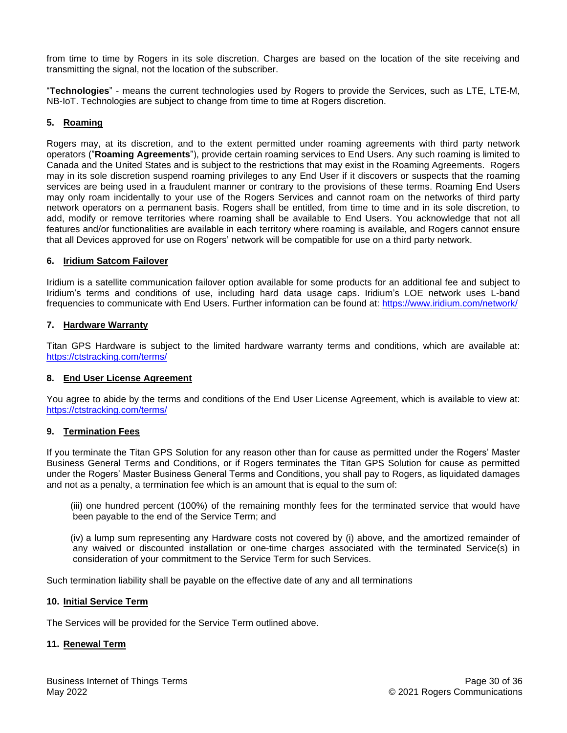from time to time by Rogers in its sole discretion. Charges are based on the location of the site receiving and transmitting the signal, not the location of the subscriber.

"**Technologies**" - means the current technologies used by Rogers to provide the Services, such as LTE, LTE-M, NB-IoT. Technologies are subject to change from time to time at Rogers discretion.

### 5. Roaming

Rogers may, at its discretion, and to the extent permitted under roaming agreements with third party network operators ("**Roaming Agreements**"), provide certain roaming services to End Users. Any such roaming is limited to Canada and the United States and is subject to the restrictions that may exist in the Roaming Agreements. Rogers may in its sole discretion suspend roaming privileges to any End User if it discovers or suspects that the roaming services are being used in a fraudulent manner or contrary to the provisions of these terms. Roaming End Users may only roam incidentally to your use of the Rogers Services and cannot roam on the networks of third party network operators on a permanent basis. Rogers shall be entitled, from time to time and in its sole discretion, to add, modify or remove territories where roaming shall be available to End Users. You acknowledge that not all features and/or functionalities are available in each territory where roaming is available, and Rogers cannot ensure that all Devices approved for use on Rogers' network will be compatible for use on a third party network.

### 6. Iridium Satcom Failover

Iridium is a satellite communication failover option available for some products for an additional fee and subject to Iridium's terms and conditions of use, including hard data usage caps. Iridium's LOE network uses L-band frequencies to communicate with End Users. Further information can be found at: https://www.iridium.com/network/

### 7. Hardware Warranty

Titan GPS Hardware is subject to the limited hardware warranty terms and conditions, which are available at: https://ctstracking.com/terms/

### 8. End User License Agreement

You agree to abide by the terms and conditions of the End User License Agreement, which is available to view at: https://ctstracking.com/terms/

### 9. Termination Fees

If you terminate the Titan GPS Solution for any reason other than for cause as permitted under the Rogers' Master Business General Terms and Conditions, or if Rogers terminates the Titan GPS Solution for cause as permitted under the Rogers' Master Business General Terms and Conditions, you shall pay to Rogers, as liquidated damages and not as a penalty, a termination fee which is an amount that is equal to the sum of:

(iii) one hundred percent (100%) of the remaining monthly fees for the terminated service that would have been payable to the end of the Service Term; and

(iv) a lump sum representing any Hardware costs not covered by (i) above, and the amortized remainder of any waived or discounted installation or one-time charges associated with the terminated Service(s) in consideration of your commitment to the Service Term for such Services.

Such termination liability shall be payable on the effective date of any and all terminations

### 10. Initial Service Term

The Services will be provided for the Service Term outlined above.

### 11. Renewal Term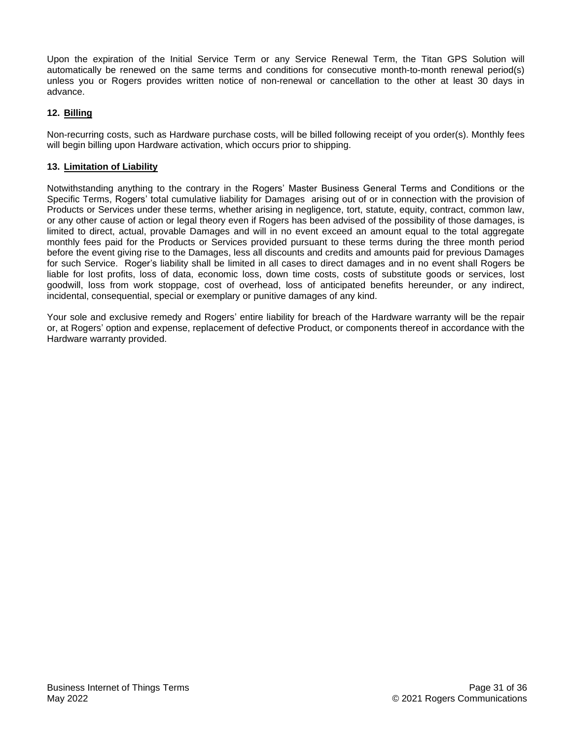Upon the expiration of the Initial Service Term or any Service Renewal Term, the Titan GPS Solution will automatically be renewed on the same terms and conditions for consecutive month-to-month renewal period(s) unless you or Rogers provides written notice of non-renewal or cancellation to the other at least 30 days in advance.

**12. Billing**

Non-recurring costs, such as Hardware purchase costs, will be billed following receipt of you order(s). Monthly fees will begin billing upon Hardware activation, which occurs prior to shipping.

**13. Limitation of Liability**

Notwithstanding anything to the contrary in the Rogers' Master Business General Terms and Conditions or the Specific Terms, Rogers' total cumulative liability for Damages arising out of or in connection with the provision of Products or Services under these terms, whether arising in negligence, tort, statute, equity, contract, common law, or any other cause of action or legal theory even if Rogers has been advised of the possibility of those damages, is limited to direct, actual, provable Damages and will in no event exceed an amount equal to the total aggregate monthly fees paid for the Products or Services provided pursuant to these terms during the three month period before the event giving rise to the Damages, less all discounts and credits and amounts paid for previous Damages for such Service. Roger's liability shall be limited in all cases to direct damages and in no event shall Rogers be liable for lost profits, loss of data, economic loss, down time costs, costs of substitute goods or services, lost goodwill, loss from work stoppage, cost of overhead, loss of anticipated benefits hereunder, or any indirect, incidental, consequential, special or exemplary or punitive damages of any kind.

Your sole and exclusive remedy and Rogers' entire liability for breach of the Hardware warranty will be the repair or, at Rogers' option and expense, replacement of defective Product, or components thereof in accordance with the Hardware warranty provided.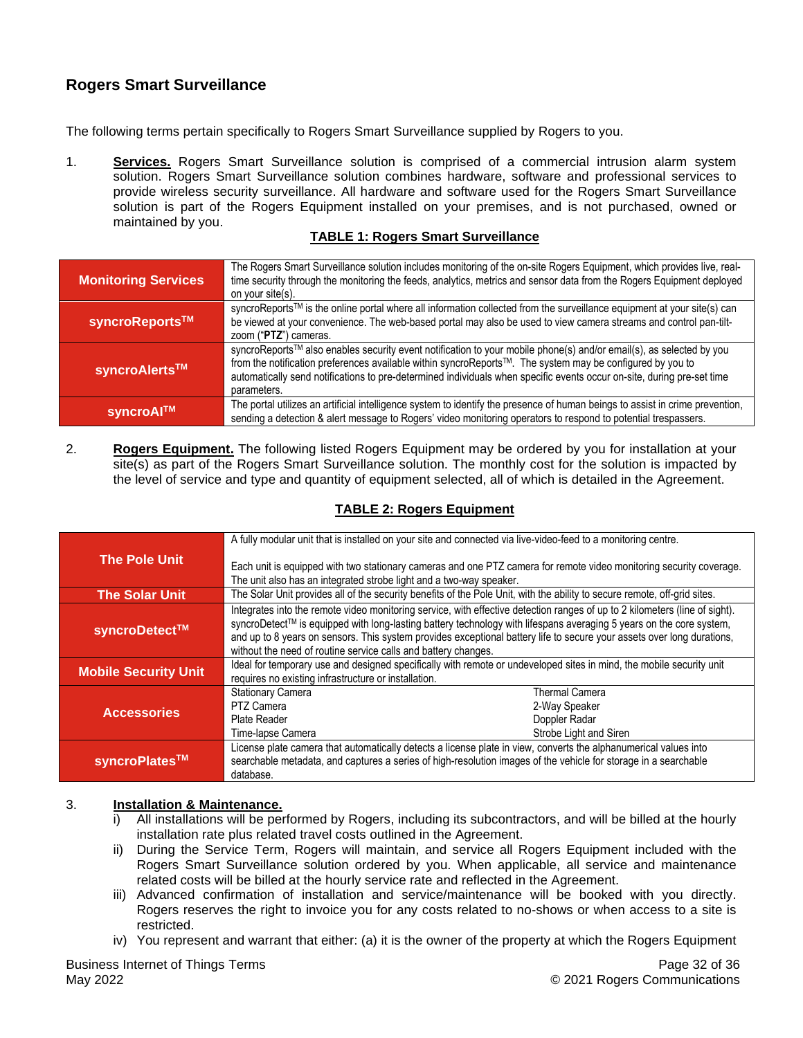## Rogers Smart Surveillance

The following terms pertain specifically to Rogers Smart Surveillance supplied by Rogers to you.

1. **Services.** Rogers Smart Surveillance solution is comprised of a commercial intrusion alarm system solution. Rogers Smart Surveillance solution combines hardware, software and professional services to provide wireless security surveillance. All hardware and software used for the Rogers Smart Surveillance solution is part of the Rogers Equipment installed on your premises, and is not purchased, owned or maintained by you.

**TABLE 1: Rogers Smart Surveillance**

| | |
|---|---|
| **Monitoring Services** | The Rogers Smart Surveillance solution includes monitoring of the on-site Rogers Equipment, which provides live, real-time security through the monitoring the feeds, analytics, metrics and sensor data from the Rogers Equipment deployed on your site(s). |
| **syncroReports™** | syncroReports™ is the online portal where all information collected from the surveillance equipment at your site(s) can be viewed at your convenience. The web-based portal may also be used to view camera streams and control pan-tilt-zoom ("**PTZ**") cameras. |
| **syncroAlerts™** | syncroReports™ also enables security event notification to your mobile phone(s) and/or email(s), as selected by you from the notification preferences available within syncroReports™. The system may be configured by you to automatically send notifications to pre-determined individuals when specific events occur on-site, during pre-set time parameters. |
| **syncroAI™** | The portal utilizes an artificial intelligence system to identify the presence of human beings to assist in crime prevention, sending a detection & alert message to Rogers' video monitoring operators to respond to potential trespassers. |

2. **Rogers Equipment.** The following listed Rogers Equipment may be ordered by you for installation at your site(s) as part of the Rogers Smart Surveillance solution. The monthly cost for the solution is impacted by the level of service and type and quantity of equipment selected, all of which is detailed in the Agreement.

**TABLE 2: Rogers Equipment**

| | | |
|---|---|---|
| **The Pole Unit** | A fully modular unit that is installed on your site and connected via live-video-feed to a monitoring centre.<br><br>Each unit is equipped with two stationary cameras and one PTZ camera for remote video monitoring security coverage. The unit also has an integrated strobe light and a two-way speaker. | |
| **The Solar Unit** | The Solar Unit provides all of the security benefits of the Pole Unit, with the ability to secure remote, off-grid sites. | |
| **syncroDetect™** | Integrates into the remote video monitoring service, with effective detection ranges of up to 2 kilometers (line of sight). syncroDetect™ is equipped with long-lasting battery technology with lifespans averaging 5 years on the core system, and up to 8 years on sensors. This system provides exceptional battery life to secure your assets over long durations, without the need of routine service calls and battery changes. | |
| **Mobile Security Unit** | Ideal for temporary use and designed specifically with remote or undeveloped sites in mind, the mobile security unit requires no existing infrastructure or installation. | |
| **Accessories** | Stationary Camera<br>PTZ Camera<br>Plate Reader<br>Time-lapse Camera | Thermal Camera<br>2-Way Speaker<br>Doppler Radar<br>Strobe Light and Siren |
| **syncroPlates™** | License plate camera that automatically detects a license plate in view, converts the alphanumerical values into searchable metadata, and captures a series of high-resolution images of the vehicle for storage in a searchable database. | |

3. **Installation & Maintenance.**
   i) All installations will be performed by Rogers, including its subcontractors, and will be billed at the hourly installation rate plus related travel costs outlined in the Agreement.
   ii) During the Service Term, Rogers will maintain, and service all Rogers Equipment included with the Rogers Smart Surveillance solution ordered by you. When applicable, all service and maintenance related costs will be billed at the hourly service rate and reflected in the Agreement.
   iii) Advanced confirmation of installation and service/maintenance will be booked with you directly. Rogers reserves the right to invoice you for any costs related to no-shows or when access to a site is restricted.
   iv) You represent and warrant that either: (a) it is the owner of the property at which the Rogers Equipment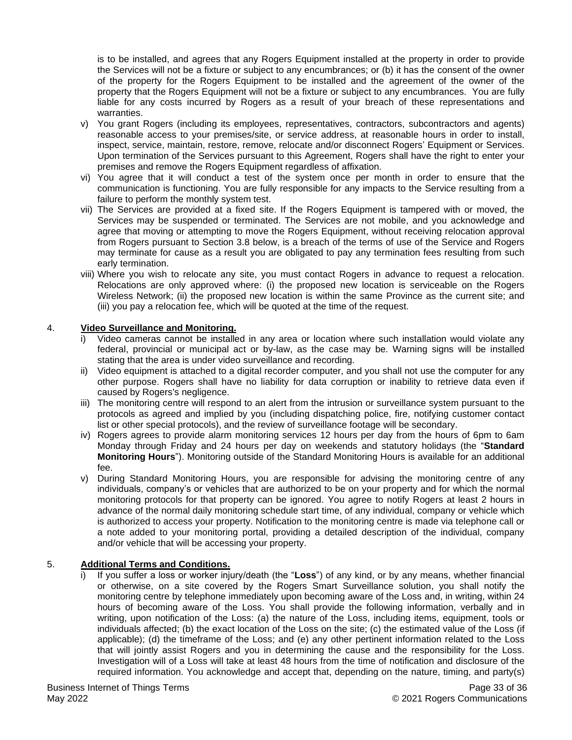is to be installed, and agrees that any Rogers Equipment installed at the property in order to provide the Services will not be a fixture or subject to any encumbrances; or (b) it has the consent of the owner of the property for the Rogers Equipment to be installed and the agreement of the owner of the property that the Rogers Equipment will not be a fixture or subject to any encumbrances. You are fully liable for any costs incurred by Rogers as a result of your breach of these representations and warranties.

v) You grant Rogers (including its employees, representatives, contractors, subcontractors and agents) reasonable access to your premises/site, or service address, at reasonable hours in order to install, inspect, service, maintain, restore, remove, relocate and/or disconnect Rogers' Equipment or Services. Upon termination of the Services pursuant to this Agreement, Rogers shall have the right to enter your premises and remove the Rogers Equipment regardless of affixation.

vi) You agree that it will conduct a test of the system once per month in order to ensure that the communication is functioning. You are fully responsible for any impacts to the Service resulting from a failure to perform the monthly system test.

vii) The Services are provided at a fixed site. If the Rogers Equipment is tampered with or moved, the Services may be suspended or terminated. The Services are not mobile, and you acknowledge and agree that moving or attempting to move the Rogers Equipment, without receiving relocation approval from Rogers pursuant to Section 3.8 below, is a breach of the terms of use of the Service and Rogers may terminate for cause as a result you are obligated to pay any termination fees resulting from such early termination.

viii) Where you wish to relocate any site, you must contact Rogers in advance to request a relocation. Relocations are only approved where: (i) the proposed new location is serviceable on the Rogers Wireless Network; (ii) the proposed new location is within the same Province as the current site; and (iii) you pay a relocation fee, which will be quoted at the time of the request.

4. **Video Surveillance and Monitoring.**

i) Video cameras cannot be installed in any area or location where such installation would violate any federal, provincial or municipal act or by-law, as the case may be. Warning signs will be installed stating that the area is under video surveillance and recording.

ii) Video equipment is attached to a digital recorder computer, and you shall not use the computer for any other purpose. Rogers shall have no liability for data corruption or inability to retrieve data even if caused by Rogers's negligence.

iii) The monitoring centre will respond to an alert from the intrusion or surveillance system pursuant to the protocols as agreed and implied by you (including dispatching police, fire, notifying customer contact list or other special protocols), and the review of surveillance footage will be secondary.

iv) Rogers agrees to provide alarm monitoring services 12 hours per day from the hours of 6pm to 6am Monday through Friday and 24 hours per day on weekends and statutory holidays (the "**Standard Monitoring Hours**"). Monitoring outside of the Standard Monitoring Hours is available for an additional fee.

v) During Standard Monitoring Hours, you are responsible for advising the monitoring centre of any individuals, company's or vehicles that are authorized to be on your property and for which the normal monitoring protocols for that property can be ignored. You agree to notify Rogers at least 2 hours in advance of the normal daily monitoring schedule start time, of any individual, company or vehicle which is authorized to access your property. Notification to the monitoring centre is made via telephone call or a note added to your monitoring portal, providing a detailed description of the individual, company and/or vehicle that will be accessing your property.

5. **Additional Terms and Conditions.**

i) If you suffer a loss or worker injury/death (the "**Loss**") of any kind, or by any means, whether financial or otherwise, on a site covered by the Rogers Smart Surveillance solution, you shall notify the monitoring centre by telephone immediately upon becoming aware of the Loss and, in writing, within 24 hours of becoming aware of the Loss. You shall provide the following information, verbally and in writing, upon notification of the Loss: (a) the nature of the Loss, including items, equipment, tools or individuals affected; (b) the exact location of the Loss on the site; (c) the estimated value of the Loss (if applicable); (d) the timeframe of the Loss; and (e) any other pertinent information related to the Loss that will jointly assist Rogers and you in determining the cause and the responsibility for the Loss. Investigation will of a Loss will take at least 48 hours from the time of notification and disclosure of the required information. You acknowledge and accept that, depending on the nature, timing, and party(s)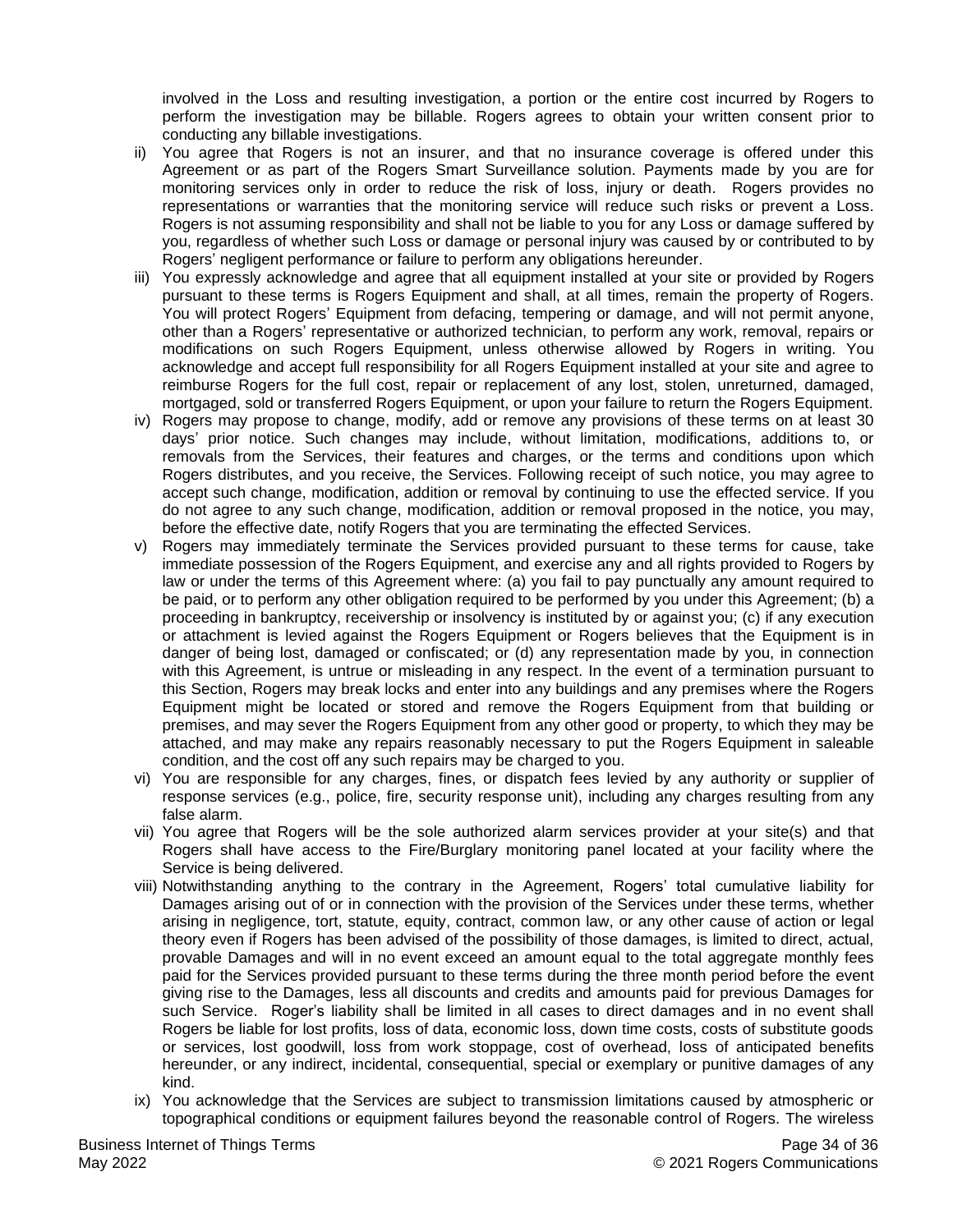involved in the Loss and resulting investigation, a portion or the entire cost incurred by Rogers to perform the investigation may be billable. Rogers agrees to obtain your written consent prior to conducting any billable investigations.

ii) You agree that Rogers is not an insurer, and that no insurance coverage is offered under this Agreement or as part of the Rogers Smart Surveillance solution. Payments made by you are for monitoring services only in order to reduce the risk of loss, injury or death. Rogers provides no representations or warranties that the monitoring service will reduce such risks or prevent a Loss. Rogers is not assuming responsibility and shall not be liable to you for any Loss or damage suffered by you, regardless of whether such Loss or damage or personal injury was caused by or contributed to by Rogers' negligent performance or failure to perform any obligations hereunder.

iii) You expressly acknowledge and agree that all equipment installed at your site or provided by Rogers pursuant to these terms is Rogers Equipment and shall, at all times, remain the property of Rogers. You will protect Rogers' Equipment from defacing, tempering or damage, and will not permit anyone, other than a Rogers' representative or authorized technician, to perform any work, removal, repairs or modifications on such Rogers Equipment, unless otherwise allowed by Rogers in writing. You acknowledge and accept full responsibility for all Rogers Equipment installed at your site and agree to reimburse Rogers for the full cost, repair or replacement of any lost, stolen, unreturned, damaged, mortgaged, sold or transferred Rogers Equipment, or upon your failure to return the Rogers Equipment.

iv) Rogers may propose to change, modify, add or remove any provisions of these terms on at least 30 days' prior notice. Such changes may include, without limitation, modifications, additions to, or removals from the Services, their features and charges, or the terms and conditions upon which Rogers distributes, and you receive, the Services. Following receipt of such notice, you may agree to accept such change, modification, addition or removal by continuing to use the effected service. If you do not agree to any such change, modification, addition or removal proposed in the notice, you may, before the effective date, notify Rogers that you are terminating the effected Services.

v) Rogers may immediately terminate the Services provided pursuant to these terms for cause, take immediate possession of the Rogers Equipment, and exercise any and all rights provided to Rogers by law or under the terms of this Agreement where: (a) you fail to pay punctually any amount required to be paid, or to perform any other obligation required to be performed by you under this Agreement; (b) a proceeding in bankruptcy, receivership or insolvency is instituted by or against you; (c) if any execution or attachment is levied against the Rogers Equipment or Rogers believes that the Equipment is in danger of being lost, damaged or confiscated; or (d) any representation made by you, in connection with this Agreement, is untrue or misleading in any respect. In the event of a termination pursuant to this Section, Rogers may break locks and enter into any buildings and any premises where the Rogers Equipment might be located or stored and remove the Rogers Equipment from that building or premises, and may sever the Rogers Equipment from any other good or property, to which they may be attached, and may make any repairs reasonably necessary to put the Rogers Equipment in saleable condition, and the cost off any such repairs may be charged to you.

vi) You are responsible for any charges, fines, or dispatch fees levied by any authority or supplier of response services (e.g., police, fire, security response unit), including any charges resulting from any false alarm.

vii) You agree that Rogers will be the sole authorized alarm services provider at your site(s) and that Rogers shall have access to the Fire/Burglary monitoring panel located at your facility where the Service is being delivered.

viii) Notwithstanding anything to the contrary in the Agreement, Rogers' total cumulative liability for Damages arising out of or in connection with the provision of the Services under these terms, whether arising in negligence, tort, statute, equity, contract, common law, or any other cause of action or legal theory even if Rogers has been advised of the possibility of those damages, is limited to direct, actual, provable Damages and will in no event exceed an amount equal to the total aggregate monthly fees paid for the Services provided pursuant to these terms during the three month period before the event giving rise to the Damages, less all discounts and credits and amounts paid for previous Damages for such Service. Roger's liability shall be limited in all cases to direct damages and in no event shall Rogers be liable for lost profits, loss of data, economic loss, down time costs, costs of substitute goods or services, lost goodwill, loss from work stoppage, cost of overhead, loss of anticipated benefits hereunder, or any indirect, incidental, consequential, special or exemplary or punitive damages of any kind.

ix) You acknowledge that the Services are subject to transmission limitations caused by atmospheric or topographical conditions or equipment failures beyond the reasonable control of Rogers. The wireless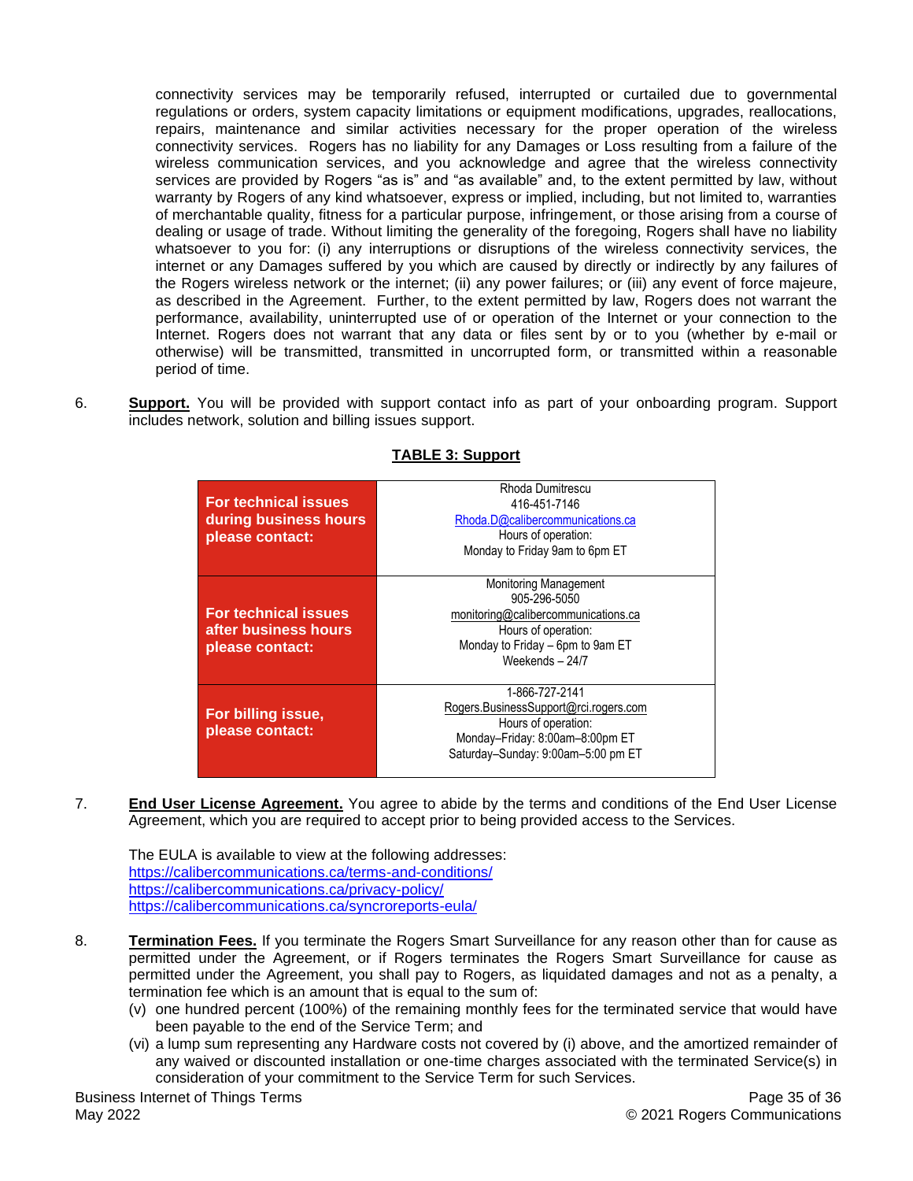connectivity services may be temporarily refused, interrupted or curtailed due to governmental regulations or orders, system capacity limitations or equipment modifications, upgrades, reallocations, repairs, maintenance and similar activities necessary for the proper operation of the wireless connectivity services. Rogers has no liability for any Damages or Loss resulting from a failure of the wireless communication services, and you acknowledge and agree that the wireless connectivity services are provided by Rogers "as is" and "as available" and, to the extent permitted by law, without warranty by Rogers of any kind whatsoever, express or implied, including, but not limited to, warranties of merchantable quality, fitness for a particular purpose, infringement, or those arising from a course of dealing or usage of trade. Without limiting the generality of the foregoing, Rogers shall have no liability whatsoever to you for: (i) any interruptions or disruptions of the wireless connectivity services, the internet or any Damages suffered by you which are caused by directly or indirectly by any failures of the Rogers wireless network or the internet; (ii) any power failures; or (iii) any event of force majeure, as described in the Agreement. Further, to the extent permitted by law, Rogers does not warrant the performance, availability, uninterrupted use of or operation of the Internet or your connection to the Internet. Rogers does not warrant that any data or files sent by or to you (whether by e-mail or otherwise) will be transmitted, transmitted in uncorrupted form, or transmitted within a reasonable period of time.

6. **Support.** You will be provided with support contact info as part of your onboarding program. Support includes network, solution and billing issues support.

**TABLE 3: Support**

| | |
|---|---|
| **For technical issues during business hours please contact:** | Rhoda Dumitrescu<br>416-451-7146<br>Rhoda.D@calibercommunications.ca<br>Hours of operation:<br>Monday to Friday 9am to 6pm ET |
| **For technical issues after business hours please contact:** | Monitoring Management<br>905-296-5050<br>monitoring@calibercommunications.ca<br>Hours of operation:<br>Monday to Friday – 6pm to 9am ET<br>Weekends – 24/7 |
| **For billing issue, please contact:** | 1-866-727-2141<br>Rogers.BusinessSupport@rci.rogers.com<br>Hours of operation:<br>Monday–Friday: 8:00am–8:00pm ET<br>Saturday–Sunday: 9:00am–5:00 pm ET |

7. **End User License Agreement.** You agree to abide by the terms and conditions of the End User License Agreement, which you are required to accept prior to being provided access to the Services.

   The EULA is available to view at the following addresses:
   https://calibercommunications.ca/terms-and-conditions/
   https://calibercommunications.ca/privacy-policy/
   https://calibercommunications.ca/syncroreports-eula/

8. **Termination Fees.** If you terminate the Rogers Smart Surveillance for any reason other than for cause as permitted under the Agreement, or if Rogers terminates the Rogers Smart Surveillance for cause as permitted under the Agreement, you shall pay to Rogers, as liquidated damages and not as a penalty, a termination fee which is an amount that is equal to the sum of:
   (v) one hundred percent (100%) of the remaining monthly fees for the terminated service that would have been payable to the end of the Service Term; and
   (vi) a lump sum representing any Hardware costs not covered by (i) above, and the amortized remainder of any waived or discounted installation or one-time charges associated with the terminated Service(s) in consideration of your commitment to the Service Term for such Services.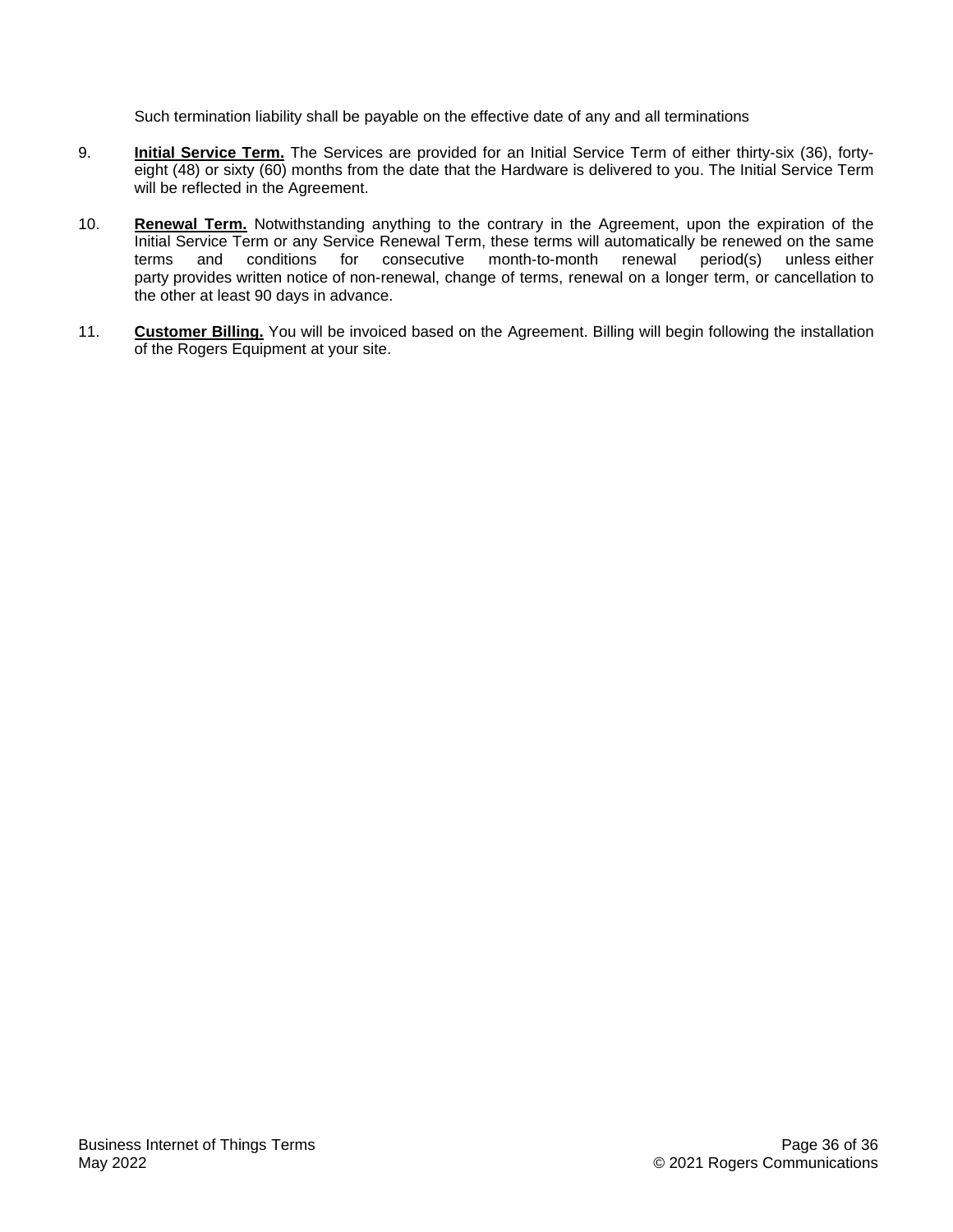Such termination liability shall be payable on the effective date of any and all terminations

9. **Initial Service Term.** The Services are provided for an Initial Service Term of either thirty-six (36), forty-eight (48) or sixty (60) months from the date that the Hardware is delivered to you. The Initial Service Term will be reflected in the Agreement.

10. **Renewal Term.** Notwithstanding anything to the contrary in the Agreement, upon the expiration of the Initial Service Term or any Service Renewal Term, these terms will automatically be renewed on the same terms and conditions for consecutive month-to-month renewal period(s) unless either party provides written notice of non-renewal, change of terms, renewal on a longer term, or cancellation to the other at least 90 days in advance.

11. **Customer Billing.** You will be invoiced based on the Agreement. Billing will begin following the installation of the Rogers Equipment at your site.